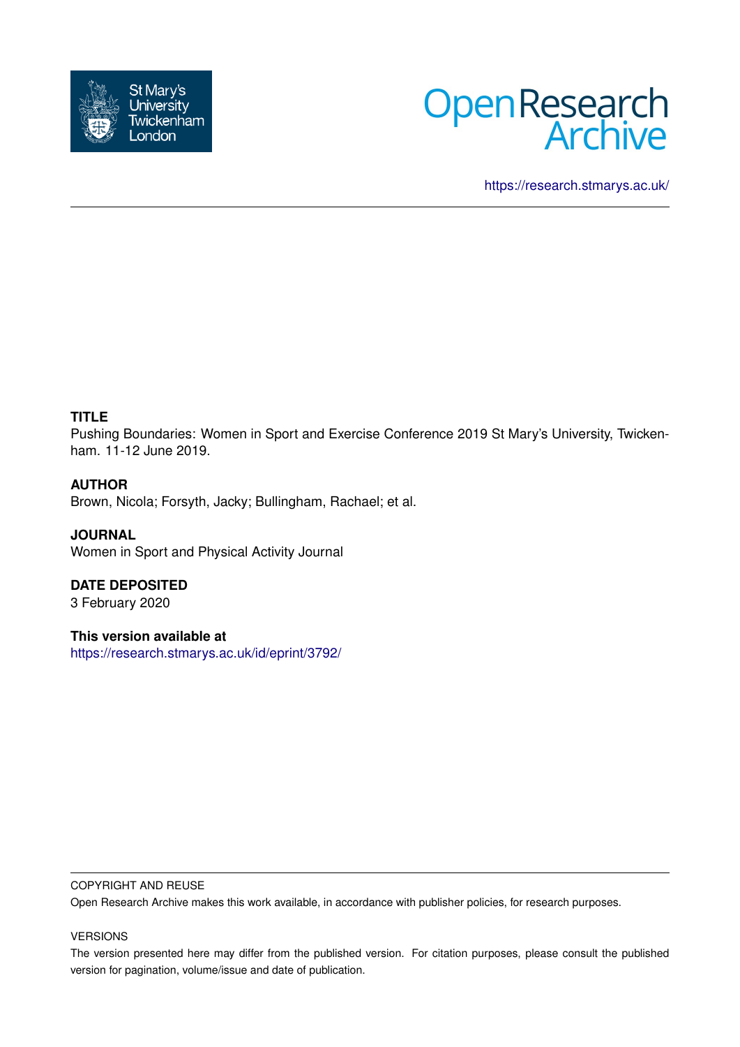St Mary's University Twickenham London

Open Research Archive

https://research.stmarys.ac.uk/

**TITLE**

Pushing Boundaries: Women in Sport and Exercise Conference 2019 St Mary's University, Twickenham. 11-12 June 2019.

**AUTHOR**

Brown, Nicola; Forsyth, Jacky; Bullingham, Rachael; et al.

**JOURNAL**

Women in Sport and Physical Activity Journal

**DATE DEPOSITED**

3 February 2020

**This version available at**

https://research.stmarys.ac.uk/id/eprint/3792/

COPYRIGHT AND REUSE

Open Research Archive makes this work available, in accordance with publisher policies, for research purposes.

VERSIONS

The version presented here may differ from the published version. For citation purposes, please consult the published version for pagination, volume/issue and date of publication.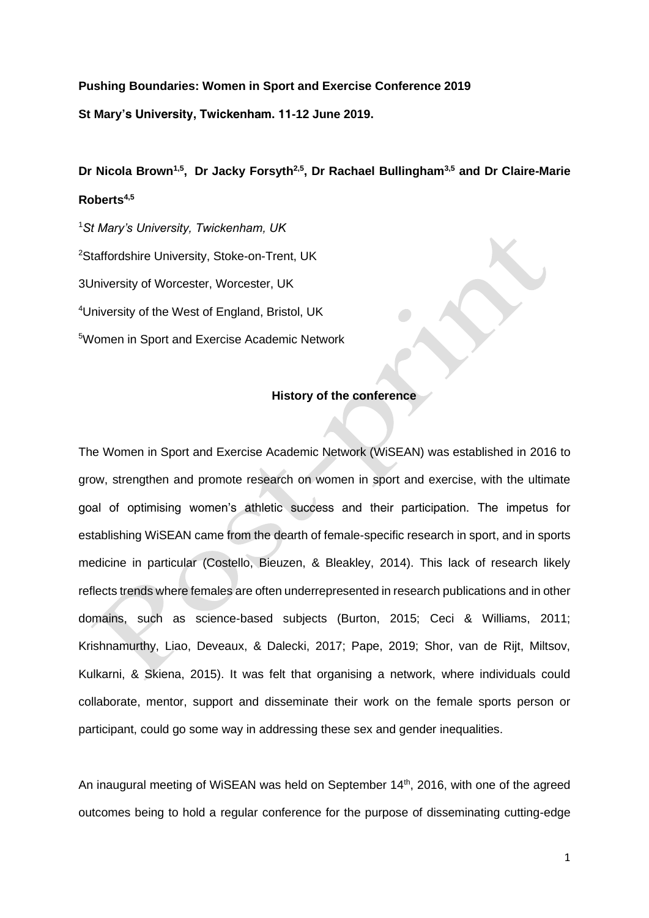**Pushing Boundaries: Women in Sport and Exercise Conference 2019**

**St Mary's University, Twickenham. 11-12 June 2019.**

**Dr Nicola Brown[1,5], Dr Jacky Forsyth[2,5], Dr Rachael Bullingham[3,5] and Dr Claire-Marie Roberts[4,5]**

[1]*St Mary's University, Twickenham, UK*

[2]Staffordshire University, Stoke-on-Trent, UK

3University of Worcester, Worcester, UK

[4]University of the West of England, Bristol, UK

[5]Women in Sport and Exercise Academic Network

## History of the conference

The Women in Sport and Exercise Academic Network (WiSEAN) was established in 2016 to grow, strengthen and promote research on women in sport and exercise, with the ultimate goal of optimising women's athletic success and their participation. The impetus for establishing WiSEAN came from the dearth of female-specific research in sport, and in sports medicine in particular (Costello, Bieuzen, & Bleakley, 2014). This lack of research likely reflects trends where females are often underrepresented in research publications and in other domains, such as science-based subjects (Burton, 2015; Ceci & Williams, 2011; Krishnamurthy, Liao, Deveaux, & Dalecki, 2017; Pape, 2019; Shor, van de Rijt, Miltsov, Kulkarni, & Skiena, 2015). It was felt that organising a network, where individuals could collaborate, mentor, support and disseminate their work on the female sports person or participant, could go some way in addressing these sex and gender inequalities.

An inaugural meeting of WiSEAN was held on September 14th, 2016, with one of the agreed outcomes being to hold a regular conference for the purpose of disseminating cutting-edge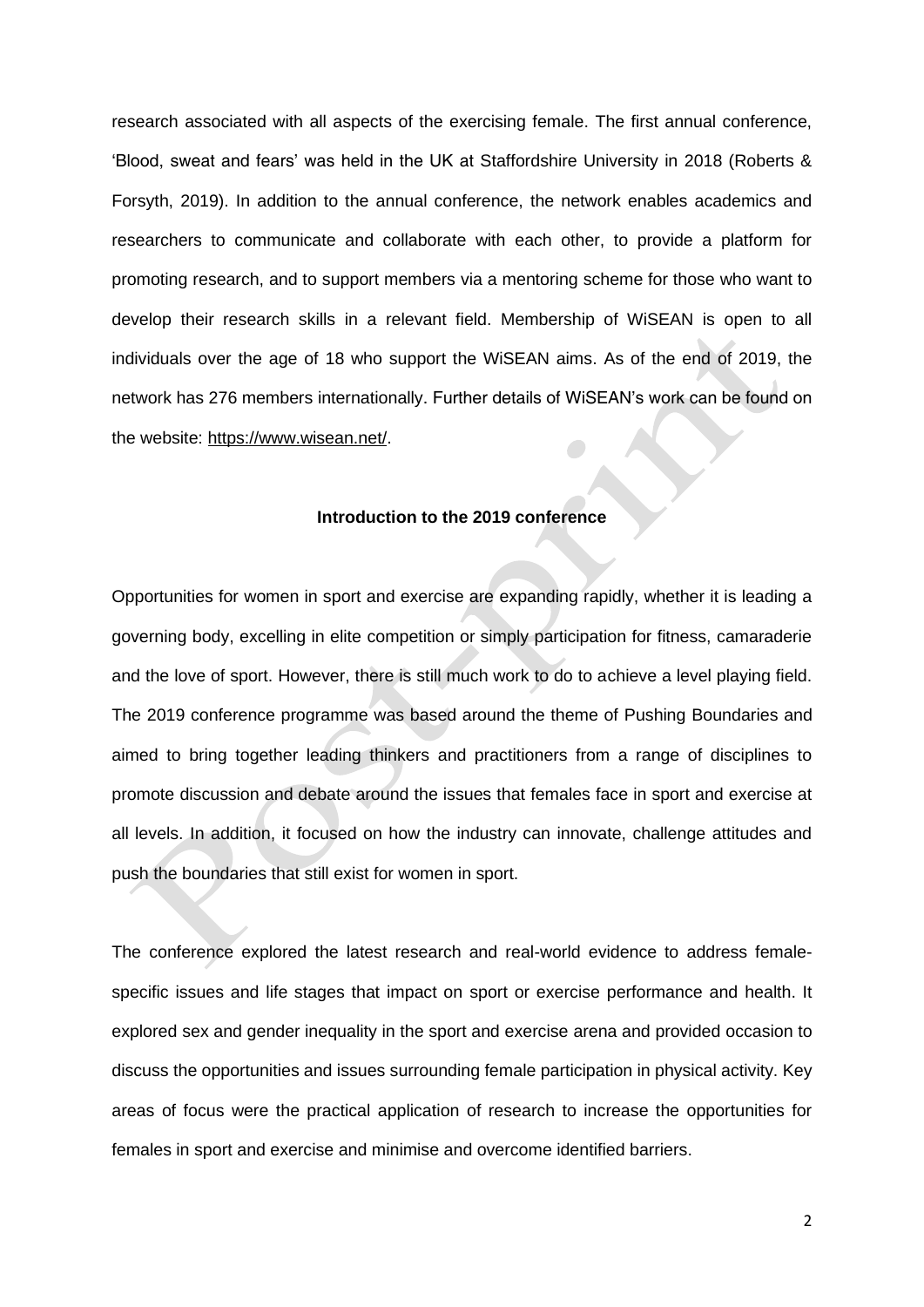research associated with all aspects of the exercising female. The first annual conference, 'Blood, sweat and fears' was held in the UK at Staffordshire University in 2018 (Roberts & Forsyth, 2019). In addition to the annual conference, the network enables academics and researchers to communicate and collaborate with each other, to provide a platform for promoting research, and to support members via a mentoring scheme for those who want to develop their research skills in a relevant field. Membership of WiSEAN is open to all individuals over the age of 18 who support the WiSEAN aims. As of the end of 2019, the network has 276 members internationally. Further details of WiSEAN's work can be found on the website: https://www.wisean.net/.

## Introduction to the 2019 conference

Opportunities for women in sport and exercise are expanding rapidly, whether it is leading a governing body, excelling in elite competition or simply participation for fitness, camaraderie and the love of sport. However, there is still much work to do to achieve a level playing field. The 2019 conference programme was based around the theme of Pushing Boundaries and aimed to bring together leading thinkers and practitioners from a range of disciplines to promote discussion and debate around the issues that females face in sport and exercise at all levels. In addition, it focused on how the industry can innovate, challenge attitudes and push the boundaries that still exist for women in sport.

The conference explored the latest research and real-world evidence to address female-specific issues and life stages that impact on sport or exercise performance and health. It explored sex and gender inequality in the sport and exercise arena and provided occasion to discuss the opportunities and issues surrounding female participation in physical activity. Key areas of focus were the practical application of research to increase the opportunities for females in sport and exercise and minimise and overcome identified barriers.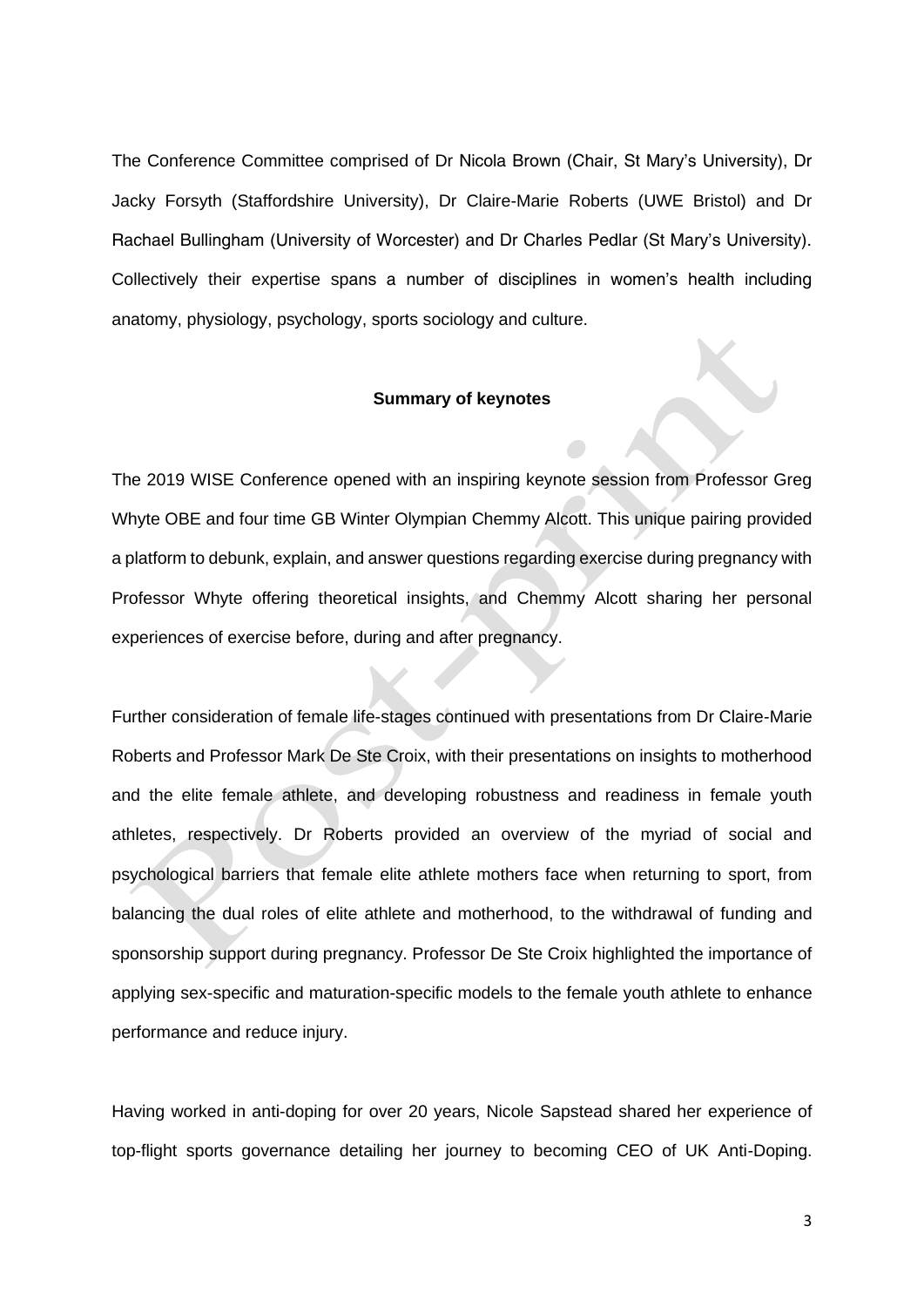The Conference Committee comprised of Dr Nicola Brown (Chair, St Mary's University), Dr Jacky Forsyth (Staffordshire University), Dr Claire-Marie Roberts (UWE Bristol) and Dr Rachael Bullingham (University of Worcester) and Dr Charles Pedlar (St Mary's University). Collectively their expertise spans a number of disciplines in women's health including anatomy, physiology, psychology, sports sociology and culture.

**Summary of keynotes**

The 2019 WISE Conference opened with an inspiring keynote session from Professor Greg Whyte OBE and four time GB Winter Olympian Chemmy Alcott. This unique pairing provided a platform to debunk, explain, and answer questions regarding exercise during pregnancy with Professor Whyte offering theoretical insights, and Chemmy Alcott sharing her personal experiences of exercise before, during and after pregnancy.

Further consideration of female life-stages continued with presentations from Dr Claire-Marie Roberts and Professor Mark De Ste Croix, with their presentations on insights to motherhood and the elite female athlete, and developing robustness and readiness in female youth athletes, respectively. Dr Roberts provided an overview of the myriad of social and psychological barriers that female elite athlete mothers face when returning to sport, from balancing the dual roles of elite athlete and motherhood, to the withdrawal of funding and sponsorship support during pregnancy. Professor De Ste Croix highlighted the importance of applying sex-specific and maturation-specific models to the female youth athlete to enhance performance and reduce injury.

Having worked in anti-doping for over 20 years, Nicole Sapstead shared her experience of top-flight sports governance detailing her journey to becoming CEO of UK Anti-Doping.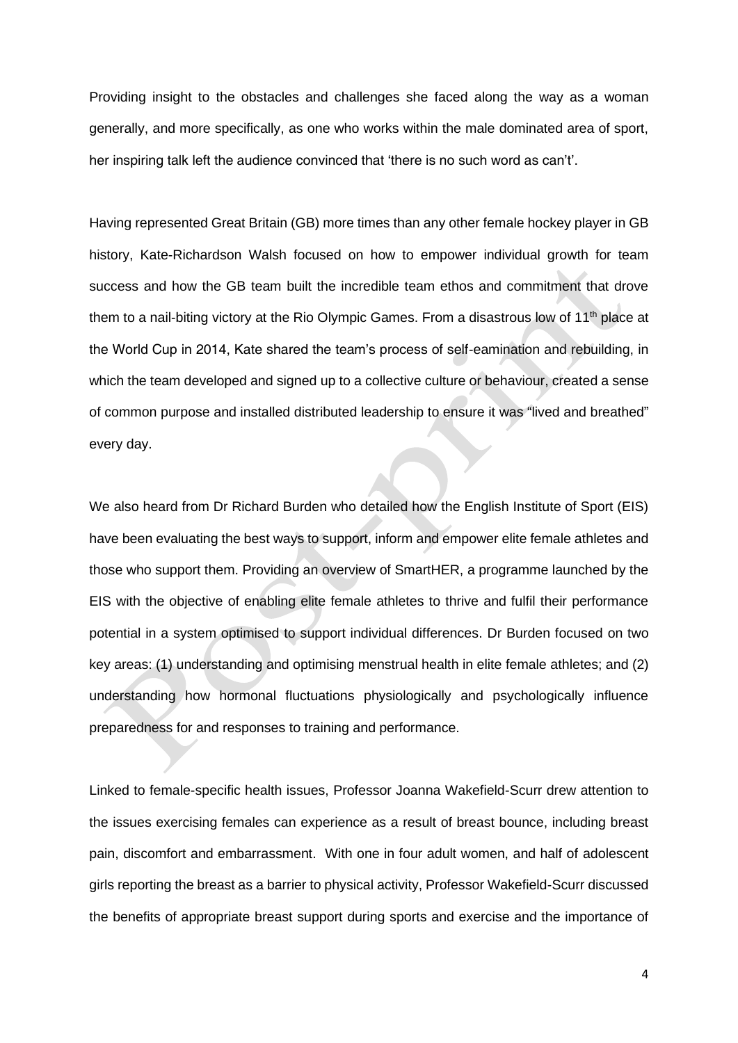Providing insight to the obstacles and challenges she faced along the way as a woman generally, and more specifically, as one who works within the male dominated area of sport, her inspiring talk left the audience convinced that 'there is no such word as can't'.

Having represented Great Britain (GB) more times than any other female hockey player in GB history, Kate-Richardson Walsh focused on how to empower individual growth for team success and how the GB team built the incredible team ethos and commitment that drove them to a nail-biting victory at the Rio Olympic Games. From a disastrous low of 11th place at the World Cup in 2014, Kate shared the team's process of self-eamination and rebuilding, in which the team developed and signed up to a collective culture or behaviour, created a sense of common purpose and installed distributed leadership to ensure it was "lived and breathed" every day.

We also heard from Dr Richard Burden who detailed how the English Institute of Sport (EIS) have been evaluating the best ways to support, inform and empower elite female athletes and those who support them. Providing an overview of SmartHER, a programme launched by the EIS with the objective of enabling elite female athletes to thrive and fulfil their performance potential in a system optimised to support individual differences. Dr Burden focused on two key areas: (1) understanding and optimising menstrual health in elite female athletes; and (2) understanding how hormonal fluctuations physiologically and psychologically influence preparedness for and responses to training and performance.

Linked to female-specific health issues, Professor Joanna Wakefield-Scurr drew attention to the issues exercising females can experience as a result of breast bounce, including breast pain, discomfort and embarrassment. With one in four adult women, and half of adolescent girls reporting the breast as a barrier to physical activity, Professor Wakefield-Scurr discussed the benefits of appropriate breast support during sports and exercise and the importance of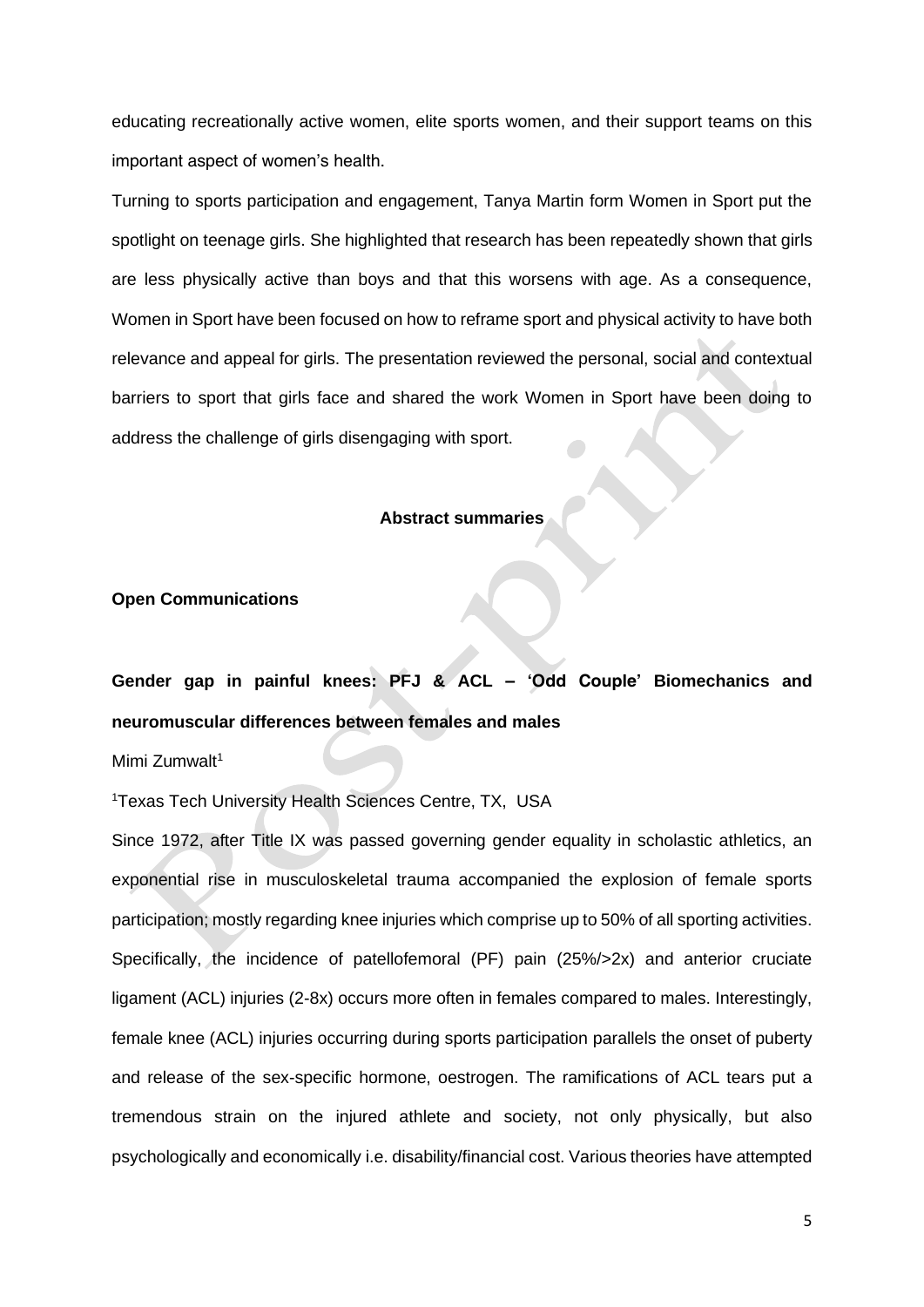educating recreationally active women, elite sports women, and their support teams on this important aspect of women's health.

Turning to sports participation and engagement, Tanya Martin form Women in Sport put the spotlight on teenage girls. She highlighted that research has been repeatedly shown that girls are less physically active than boys and that this worsens with age. As a consequence, Women in Sport have been focused on how to reframe sport and physical activity to have both relevance and appeal for girls. The presentation reviewed the personal, social and contextual barriers to sport that girls face and shared the work Women in Sport have been doing to address the challenge of girls disengaging with sport.

## Abstract summaries

### Open Communications

### Gender gap in painful knees: PFJ & ACL – 'Odd Couple' Biomechanics and neuromuscular differences between females and males

Mimi Zumwalt[1]

[1]Texas Tech University Health Sciences Centre, TX, USA

Since 1972, after Title IX was passed governing gender equality in scholastic athletics, an exponential rise in musculoskeletal trauma accompanied the explosion of female sports participation; mostly regarding knee injuries which comprise up to 50% of all sporting activities. Specifically, the incidence of patellofemoral (PF) pain (25%/>2x) and anterior cruciate ligament (ACL) injuries (2-8x) occurs more often in females compared to males. Interestingly, female knee (ACL) injuries occurring during sports participation parallels the onset of puberty and release of the sex-specific hormone, oestrogen. The ramifications of ACL tears put a tremendous strain on the injured athlete and society, not only physically, but also psychologically and economically i.e. disability/financial cost. Various theories have attempted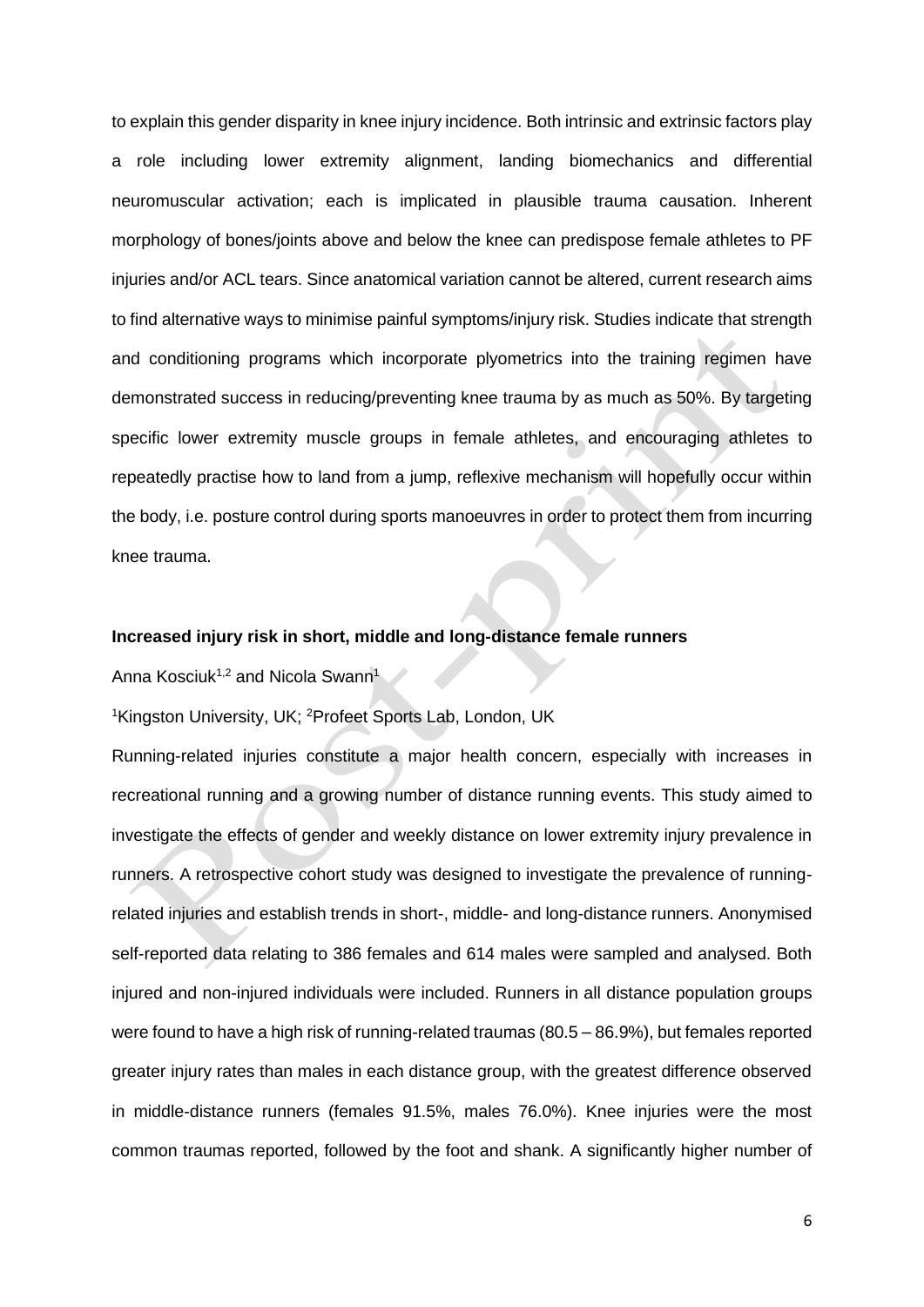to explain this gender disparity in knee injury incidence. Both intrinsic and extrinsic factors play a role including lower extremity alignment, landing biomechanics and differential neuromuscular activation; each is implicated in plausible trauma causation. Inherent morphology of bones/joints above and below the knee can predispose female athletes to PF injuries and/or ACL tears. Since anatomical variation cannot be altered, current research aims to find alternative ways to minimise painful symptoms/injury risk. Studies indicate that strength and conditioning programs which incorporate plyometrics into the training regimen have demonstrated success in reducing/preventing knee trauma by as much as 50%. By targeting specific lower extremity muscle groups in female athletes, and encouraging athletes to repeatedly practise how to land from a jump, reflexive mechanism will hopefully occur within the body, i.e. posture control during sports manoeuvres in order to protect them from incurring knee trauma.

**Increased injury risk in short, middle and long-distance female runners**

Anna Kosciuk[1,2] and Nicola Swann[1]

[1]Kingston University, UK; [2]Profeet Sports Lab, London, UK

Running-related injuries constitute a major health concern, especially with increases in recreational running and a growing number of distance running events. This study aimed to investigate the effects of gender and weekly distance on lower extremity injury prevalence in runners. A retrospective cohort study was designed to investigate the prevalence of running-related injuries and establish trends in short-, middle- and long-distance runners. Anonymised self-reported data relating to 386 females and 614 males were sampled and analysed. Both injured and non-injured individuals were included. Runners in all distance population groups were found to have a high risk of running-related traumas (80.5 – 86.9%), but females reported greater injury rates than males in each distance group, with the greatest difference observed in middle-distance runners (females 91.5%, males 76.0%). Knee injuries were the most common traumas reported, followed by the foot and shank. A significantly higher number of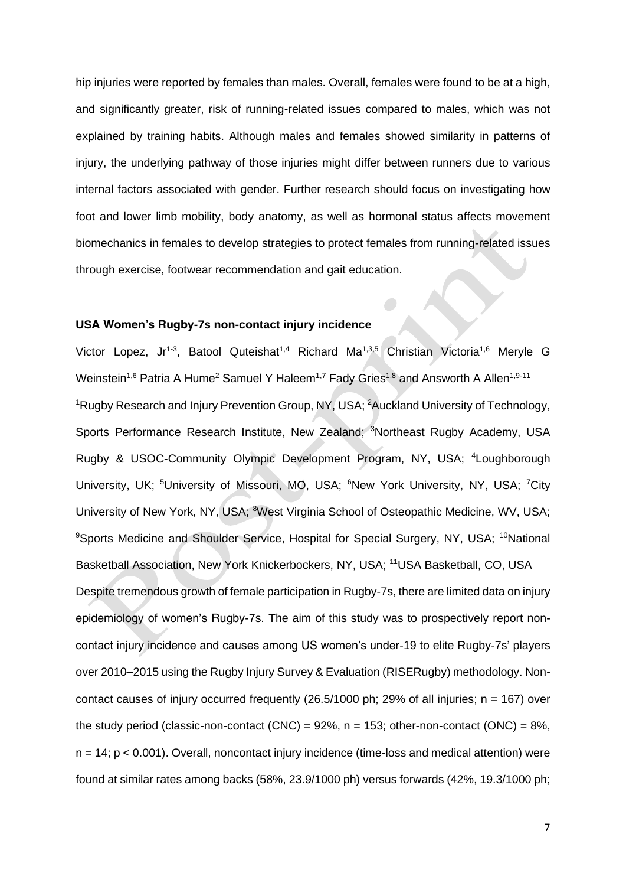hip injuries were reported by females than males. Overall, females were found to be at a high, and significantly greater, risk of running-related issues compared to males, which was not explained by training habits. Although males and females showed similarity in patterns of injury, the underlying pathway of those injuries might differ between runners due to various internal factors associated with gender. Further research should focus on investigating how foot and lower limb mobility, body anatomy, as well as hormonal status affects movement biomechanics in females to develop strategies to protect females from running-related issues through exercise, footwear recommendation and gait education.

**USA Women's Rugby-7s non-contact injury incidence**

Victor Lopez, Jr[1-3], Batool Quteishat[1,4] Richard Ma[1,3,5] Christian Victoria[1,6] Meryle G Weinstein[1,6] Patria A Hume[2] Samuel Y Haleem[1,7] Fady Gries[1,8] and Answorth A Allen[1,9-11]

[1]Rugby Research and Injury Prevention Group, NY, USA; [2]Auckland University of Technology, Sports Performance Research Institute, New Zealand; [3]Northeast Rugby Academy, USA Rugby & USOC-Community Olympic Development Program, NY, USA; [4]Loughborough University, UK; [5]University of Missouri, MO, USA; [6]New York University, NY, USA; [7]City University of New York, NY, USA; [8]West Virginia School of Osteopathic Medicine, WV, USA; [9]Sports Medicine and Shoulder Service, Hospital for Special Surgery, NY, USA; [10]National Basketball Association, New York Knickerbockers, NY, USA; [11]USA Basketball, CO, USA

Despite tremendous growth of female participation in Rugby-7s, there are limited data on injury epidemiology of women's Rugby-7s. The aim of this study was to prospectively report non-contact injury incidence and causes among US women's under-19 to elite Rugby-7s' players over 2010–2015 using the Rugby Injury Survey & Evaluation (RISERugby) methodology. Non-contact causes of injury occurred frequently (26.5/1000 ph; 29% of all injuries; $n = 167$) over the study period (classic-non-contact (CNC) = 92%, $n = 153$; other-non-contact (ONC) = 8%, $n = 14$; $p < 0.001$). Overall, noncontact injury incidence (time-loss and medical attention) were found at similar rates among backs (58%, 23.9/1000 ph) versus forwards (42%, 19.3/1000 ph;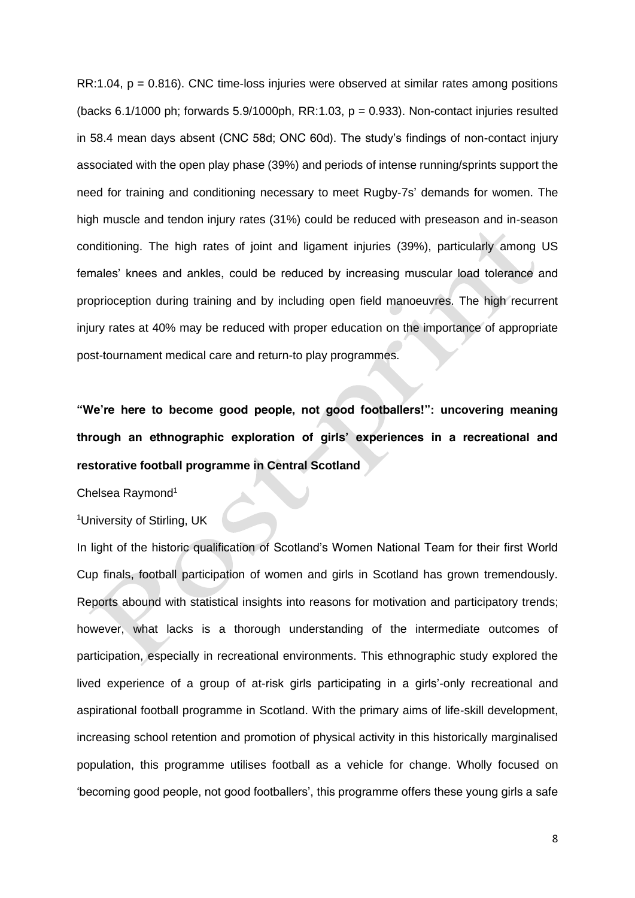RR:1.04, $p = 0.816$). CNC time-loss injuries were observed at similar rates among positions (backs 6.1/1000 ph; forwards 5.9/1000ph, RR:1.03, $p = 0.933$). Non-contact injuries resulted in 58.4 mean days absent (CNC 58d; ONC 60d). The study's findings of non-contact injury associated with the open play phase (39%) and periods of intense running/sprints support the need for training and conditioning necessary to meet Rugby-7s' demands for women. The high muscle and tendon injury rates (31%) could be reduced with preseason and in-season conditioning. The high rates of joint and ligament injuries (39%), particularly among US females' knees and ankles, could be reduced by increasing muscular load tolerance and proprioception during training and by including open field manoeuvres. The high recurrent injury rates at 40% may be reduced with proper education on the importance of appropriate post-tournament medical care and return-to play programmes.

## "We're here to become good people, not good footballers!": uncovering meaning through an ethnographic exploration of girls' experiences in a recreational and restorative football programme in Central Scotland

Chelsea Raymond[1]

[1]University of Stirling, UK

In light of the historic qualification of Scotland's Women National Team for their first World Cup finals, football participation of women and girls in Scotland has grown tremendously. Reports abound with statistical insights into reasons for motivation and participatory trends; however, what lacks is a thorough understanding of the intermediate outcomes of participation, especially in recreational environments. This ethnographic study explored the lived experience of a group of at-risk girls participating in a girls'-only recreational and aspirational football programme in Scotland. With the primary aims of life-skill development, increasing school retention and promotion of physical activity in this historically marginalised population, this programme utilises football as a vehicle for change. Wholly focused on 'becoming good people, not good footballers', this programme offers these young girls a safe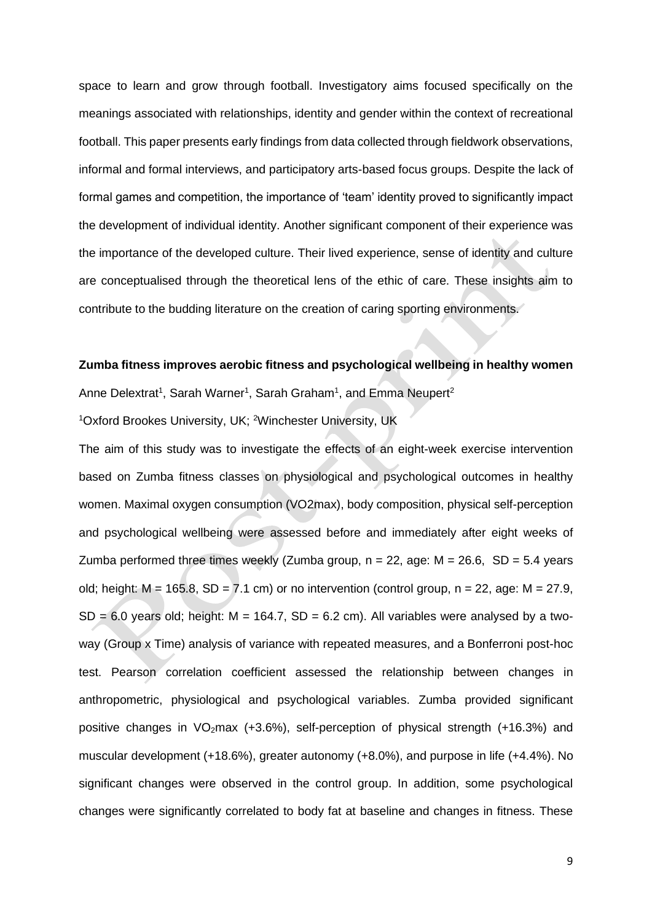space to learn and grow through football. Investigatory aims focused specifically on the meanings associated with relationships, identity and gender within the context of recreational football. This paper presents early findings from data collected through fieldwork observations, informal and formal interviews, and participatory arts-based focus groups. Despite the lack of formal games and competition, the importance of 'team' identity proved to significantly impact the development of individual identity. Another significant component of their experience was the importance of the developed culture. Their lived experience, sense of identity and culture are conceptualised through the theoretical lens of the ethic of care. These insights aim to contribute to the budding literature on the creation of caring sporting environments.

**Zumba fitness improves aerobic fitness and psychological wellbeing in healthy women**

Anne Delextrat[1], Sarah Warner[1], Sarah Graham[1], and Emma Neupert[2]

[1]Oxford Brookes University, UK; [2]Winchester University, UK

The aim of this study was to investigate the effects of an eight-week exercise intervention based on Zumba fitness classes on physiological and psychological outcomes in healthy women. Maximal oxygen consumption (VO2max), body composition, physical self-perception and psychological wellbeing were assessed before and immediately after eight weeks of Zumba performed three times weekly (Zumba group, $n = 22$, age: $M = 26.6$, $SD = 5.4$ years old; height: $M = 165.8$, $SD = 7.1$ cm) or no intervention (control group, $n = 22$, age: $M = 27.9$, $SD = 6.0$ years old; height: $M = 164.7$, $SD = 6.2$ cm). All variables were analysed by a two-way (Group x Time) analysis of variance with repeated measures, and a Bonferroni post-hoc test. Pearson correlation coefficient assessed the relationship between changes in anthropometric, physiological and psychological variables. Zumba provided significant positive changes in $VO_2max$ (+3.6%), self-perception of physical strength (+16.3%) and muscular development (+18.6%), greater autonomy (+8.0%), and purpose in life (+4.4%). No significant changes were observed in the control group. In addition, some psychological changes were significantly correlated to body fat at baseline and changes in fitness. These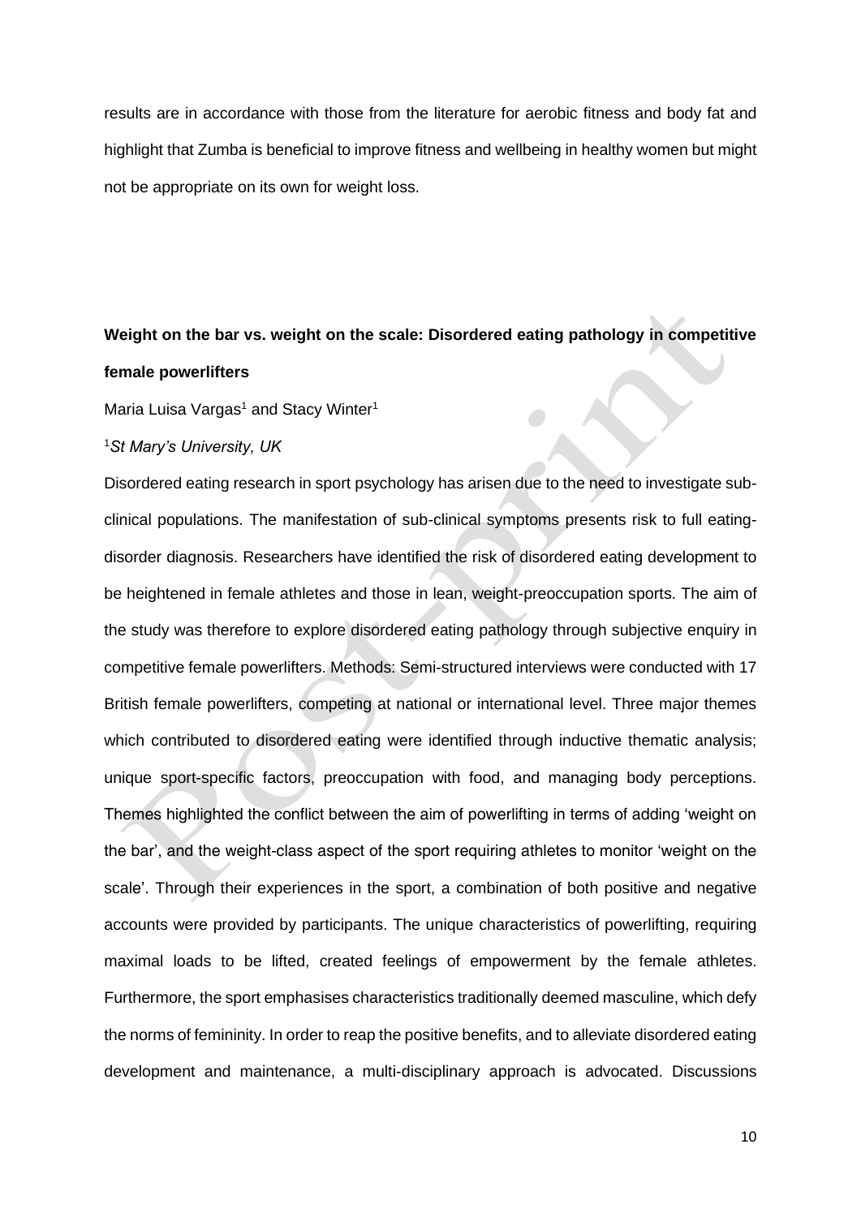results are in accordance with those from the literature for aerobic fitness and body fat and highlight that Zumba is beneficial to improve fitness and wellbeing in healthy women but might not be appropriate on its own for weight loss.

**Weight on the bar vs. weight on the scale: Disordered eating pathology in competitive female powerlifters**

Maria Luisa Vargas[1] and Stacy Winter[1]

[1]*St Mary's University, UK*

Disordered eating research in sport psychology has arisen due to the need to investigate sub-clinical populations. The manifestation of sub-clinical symptoms presents risk to full eating-disorder diagnosis. Researchers have identified the risk of disordered eating development to be heightened in female athletes and those in lean, weight-preoccupation sports. The aim of the study was therefore to explore disordered eating pathology through subjective enquiry in competitive female powerlifters. Methods: Semi-structured interviews were conducted with 17 British female powerlifters, competing at national or international level. Three major themes which contributed to disordered eating were identified through inductive thematic analysis; unique sport-specific factors, preoccupation with food, and managing body perceptions. Themes highlighted the conflict between the aim of powerlifting in terms of adding 'weight on the bar', and the weight-class aspect of the sport requiring athletes to monitor 'weight on the scale'. Through their experiences in the sport, a combination of both positive and negative accounts were provided by participants. The unique characteristics of powerlifting, requiring maximal loads to be lifted, created feelings of empowerment by the female athletes. Furthermore, the sport emphasises characteristics traditionally deemed masculine, which defy the norms of femininity. In order to reap the positive benefits, and to alleviate disordered eating development and maintenance, a multi-disciplinary approach is advocated. Discussions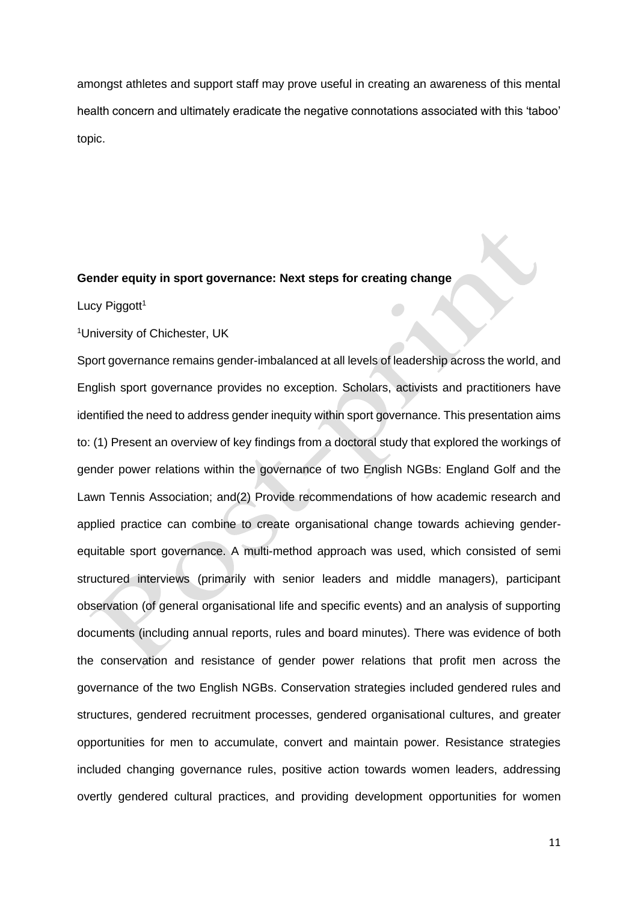amongst athletes and support staff may prove useful in creating an awareness of this mental health concern and ultimately eradicate the negative connotations associated with this 'taboo' topic.

**Gender equity in sport governance: Next steps for creating change**

Lucy Piggott[1]

[1]University of Chichester, UK

Sport governance remains gender-imbalanced at all levels of leadership across the world, and English sport governance provides no exception. Scholars, activists and practitioners have identified the need to address gender inequity within sport governance. This presentation aims to: (1) Present an overview of key findings from a doctoral study that explored the workings of gender power relations within the governance of two English NGBs: England Golf and the Lawn Tennis Association; and(2) Provide recommendations of how academic research and applied practice can combine to create organisational change towards achieving gender-equitable sport governance. A multi-method approach was used, which consisted of semi structured interviews (primarily with senior leaders and middle managers), participant observation (of general organisational life and specific events) and an analysis of supporting documents (including annual reports, rules and board minutes). There was evidence of both the conservation and resistance of gender power relations that profit men across the governance of the two English NGBs. Conservation strategies included gendered rules and structures, gendered recruitment processes, gendered organisational cultures, and greater opportunities for men to accumulate, convert and maintain power. Resistance strategies included changing governance rules, positive action towards women leaders, addressing overtly gendered cultural practices, and providing development opportunities for women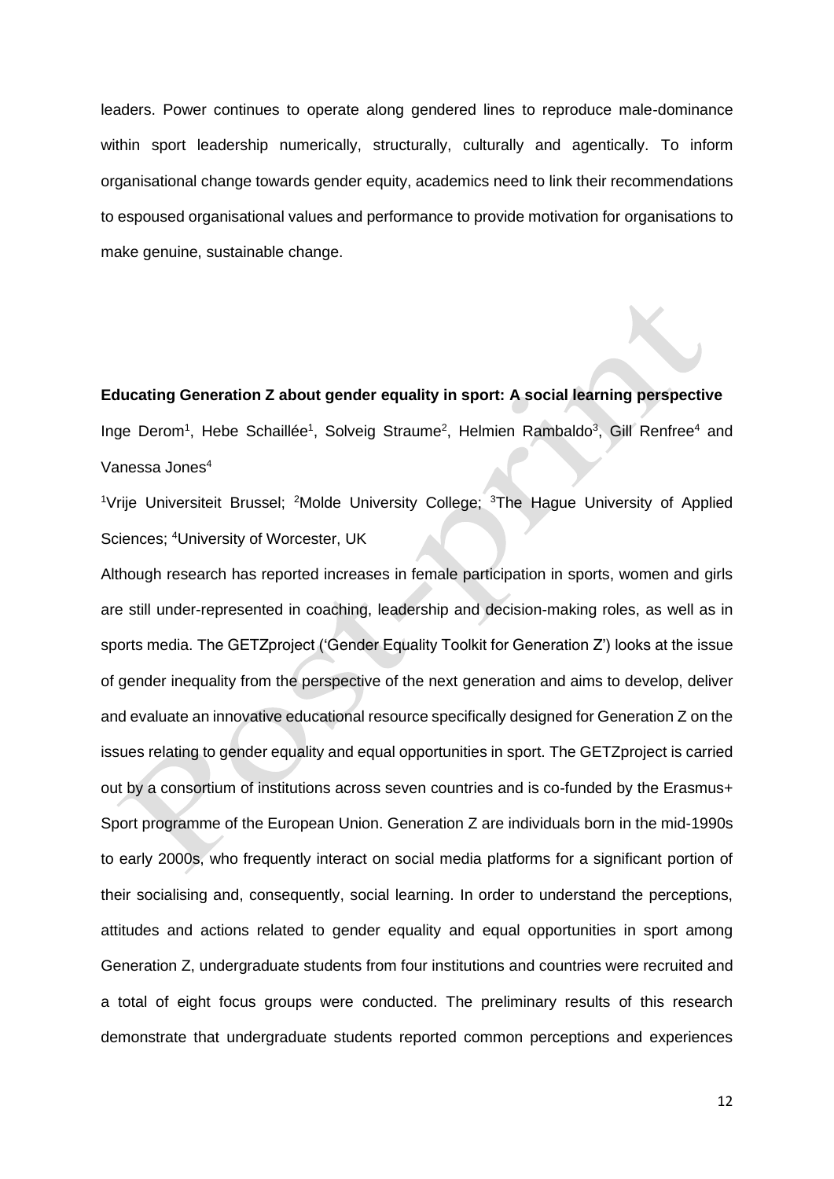leaders. Power continues to operate along gendered lines to reproduce male-dominance within sport leadership numerically, structurally, culturally and agentically. To inform organisational change towards gender equity, academics need to link their recommendations to espoused organisational values and performance to provide motivation for organisations to make genuine, sustainable change.

**Educating Generation Z about gender equality in sport: A social learning perspective**

Inge Derom[1], Hebe Schaillée[1], Solveig Straume[2], Helmien Rambaldo[3], Gill Renfree[4] and Vanessa Jones[4]

[1]Vrije Universiteit Brussel; [2]Molde University College; [3]The Hague University of Applied Sciences; [4]University of Worcester, UK

Although research has reported increases in female participation in sports, women and girls are still under-represented in coaching, leadership and decision-making roles, as well as in sports media. The GETZproject ('Gender Equality Toolkit for Generation Z') looks at the issue of gender inequality from the perspective of the next generation and aims to develop, deliver and evaluate an innovative educational resource specifically designed for Generation Z on the issues relating to gender equality and equal opportunities in sport. The GETZproject is carried out by a consortium of institutions across seven countries and is co-funded by the Erasmus+ Sport programme of the European Union. Generation Z are individuals born in the mid-1990s to early 2000s, who frequently interact on social media platforms for a significant portion of their socialising and, consequently, social learning. In order to understand the perceptions, attitudes and actions related to gender equality and equal opportunities in sport among Generation Z, undergraduate students from four institutions and countries were recruited and a total of eight focus groups were conducted. The preliminary results of this research demonstrate that undergraduate students reported common perceptions and experiences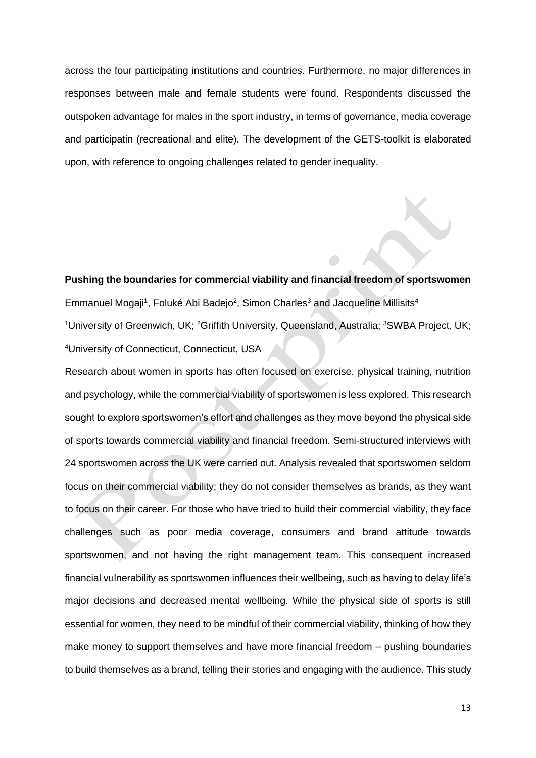across the four participating institutions and countries. Furthermore, no major differences in responses between male and female students were found. Respondents discussed the outspoken advantage for males in the sport industry, in terms of governance, media coverage and participatin (recreational and elite). The development of the GETS-toolkit is elaborated upon, with reference to ongoing challenges related to gender inequality.

**Pushing the boundaries for commercial viability and financial freedom of sportswomen**

Emmanuel Mogaji[1], Foluké Abi Badejo[2], Simon Charles[3] and Jacqueline Millisits[4]

[1]University of Greenwich, UK; [2]Griffith University, Queensland, Australia; [3]SWBA Project, UK; [4]University of Connecticut, Connecticut, USA

Research about women in sports has often focused on exercise, physical training, nutrition and psychology, while the commercial viability of sportswomen is less explored. This research sought to explore sportswomen's effort and challenges as they move beyond the physical side of sports towards commercial viability and financial freedom. Semi-structured interviews with 24 sportswomen across the UK were carried out. Analysis revealed that sportswomen seldom focus on their commercial viability; they do not consider themselves as brands, as they want to focus on their career. For those who have tried to build their commercial viability, they face challenges such as poor media coverage, consumers and brand attitude towards sportswomen, and not having the right management team. This consequent increased financial vulnerability as sportswomen influences their wellbeing, such as having to delay life's major decisions and decreased mental wellbeing. While the physical side of sports is still essential for women, they need to be mindful of their commercial viability, thinking of how they make money to support themselves and have more financial freedom – pushing boundaries to build themselves as a brand, telling their stories and engaging with the audience. This study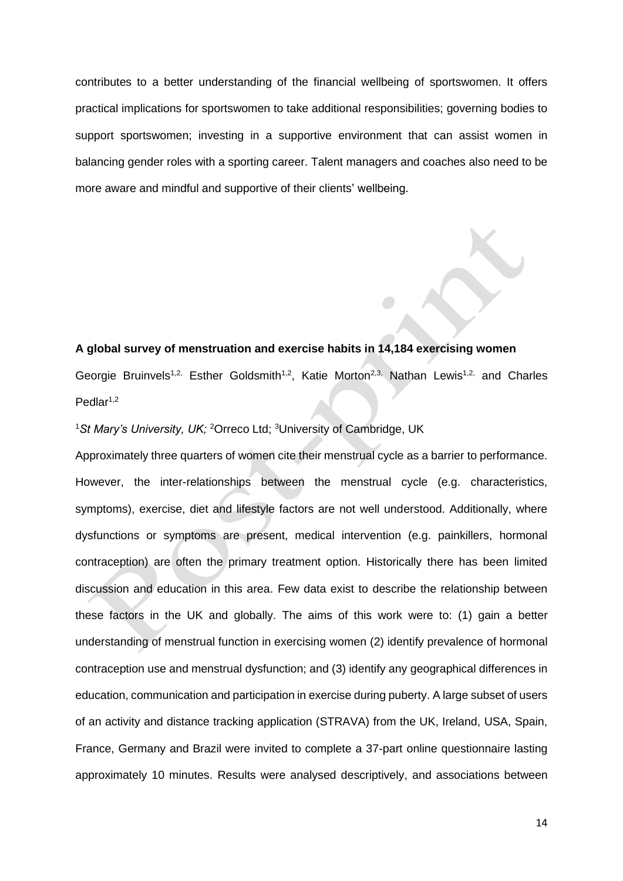contributes to a better understanding of the financial wellbeing of sportswomen. It offers practical implications for sportswomen to take additional responsibilities; governing bodies to support sportswomen; investing in a supportive environment that can assist women in balancing gender roles with a sporting career. Talent managers and coaches also need to be more aware and mindful and supportive of their clients' wellbeing.

**A global survey of menstruation and exercise habits in 14,184 exercising women**

Georgie Bruinvels[1,2], Esther Goldsmith[1,2], Katie Morton[2,3], Nathan Lewis[1,2], and Charles Pedlar[1,2]

[1]*St Mary's University, UK;* [2]Orreco Ltd; [3]University of Cambridge, UK

Approximately three quarters of women cite their menstrual cycle as a barrier to performance. However, the inter-relationships between the menstrual cycle (e.g. characteristics, symptoms), exercise, diet and lifestyle factors are not well understood. Additionally, where dysfunctions or symptoms are present, medical intervention (e.g. painkillers, hormonal contraception) are often the primary treatment option. Historically there has been limited discussion and education in this area. Few data exist to describe the relationship between these factors in the UK and globally. The aims of this work were to: (1) gain a better understanding of menstrual function in exercising women (2) identify prevalence of hormonal contraception use and menstrual dysfunction; and (3) identify any geographical differences in education, communication and participation in exercise during puberty. A large subset of users of an activity and distance tracking application (STRAVA) from the UK, Ireland, USA, Spain, France, Germany and Brazil were invited to complete a 37-part online questionnaire lasting approximately 10 minutes. Results were analysed descriptively, and associations between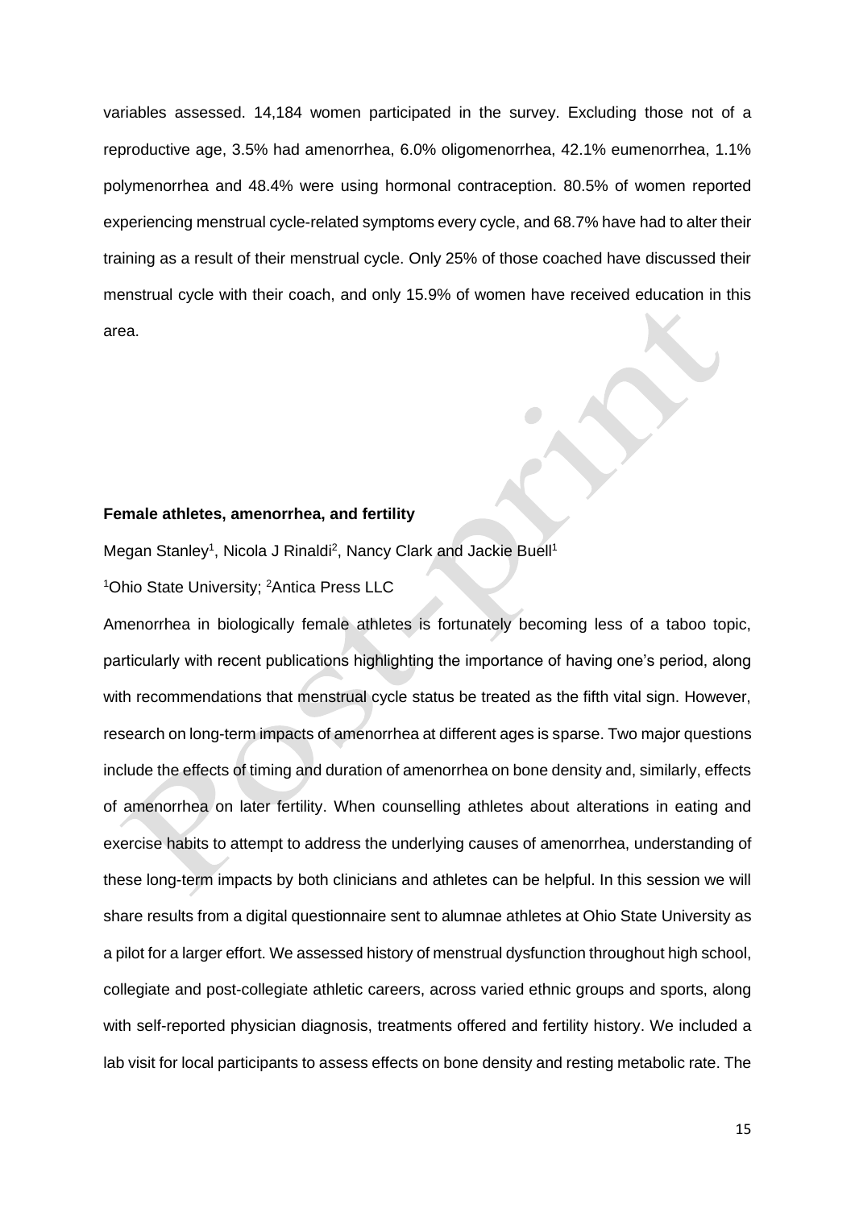variables assessed. 14,184 women participated in the survey. Excluding those not of a reproductive age, 3.5% had amenorrhea, 6.0% oligomenorrhea, 42.1% eumenorrhea, 1.1% polymenorrhea and 48.4% were using hormonal contraception. 80.5% of women reported experiencing menstrual cycle-related symptoms every cycle, and 68.7% have had to alter their training as a result of their menstrual cycle. Only 25% of those coached have discussed their menstrual cycle with their coach, and only 15.9% of women have received education in this area.

**Female athletes, amenorrhea, and fertility**

Megan Stanley[1], Nicola J Rinaldi[2], Nancy Clark and Jackie Buell[1]

[1]Ohio State University; [2]Antica Press LLC

Amenorrhea in biologically female athletes is fortunately becoming less of a taboo topic, particularly with recent publications highlighting the importance of having one's period, along with recommendations that menstrual cycle status be treated as the fifth vital sign. However, research on long-term impacts of amenorrhea at different ages is sparse. Two major questions include the effects of timing and duration of amenorrhea on bone density and, similarly, effects of amenorrhea on later fertility. When counselling athletes about alterations in eating and exercise habits to attempt to address the underlying causes of amenorrhea, understanding of these long-term impacts by both clinicians and athletes can be helpful. In this session we will share results from a digital questionnaire sent to alumnae athletes at Ohio State University as a pilot for a larger effort. We assessed history of menstrual dysfunction throughout high school, collegiate and post-collegiate athletic careers, across varied ethnic groups and sports, along with self-reported physician diagnosis, treatments offered and fertility history. We included a lab visit for local participants to assess effects on bone density and resting metabolic rate. The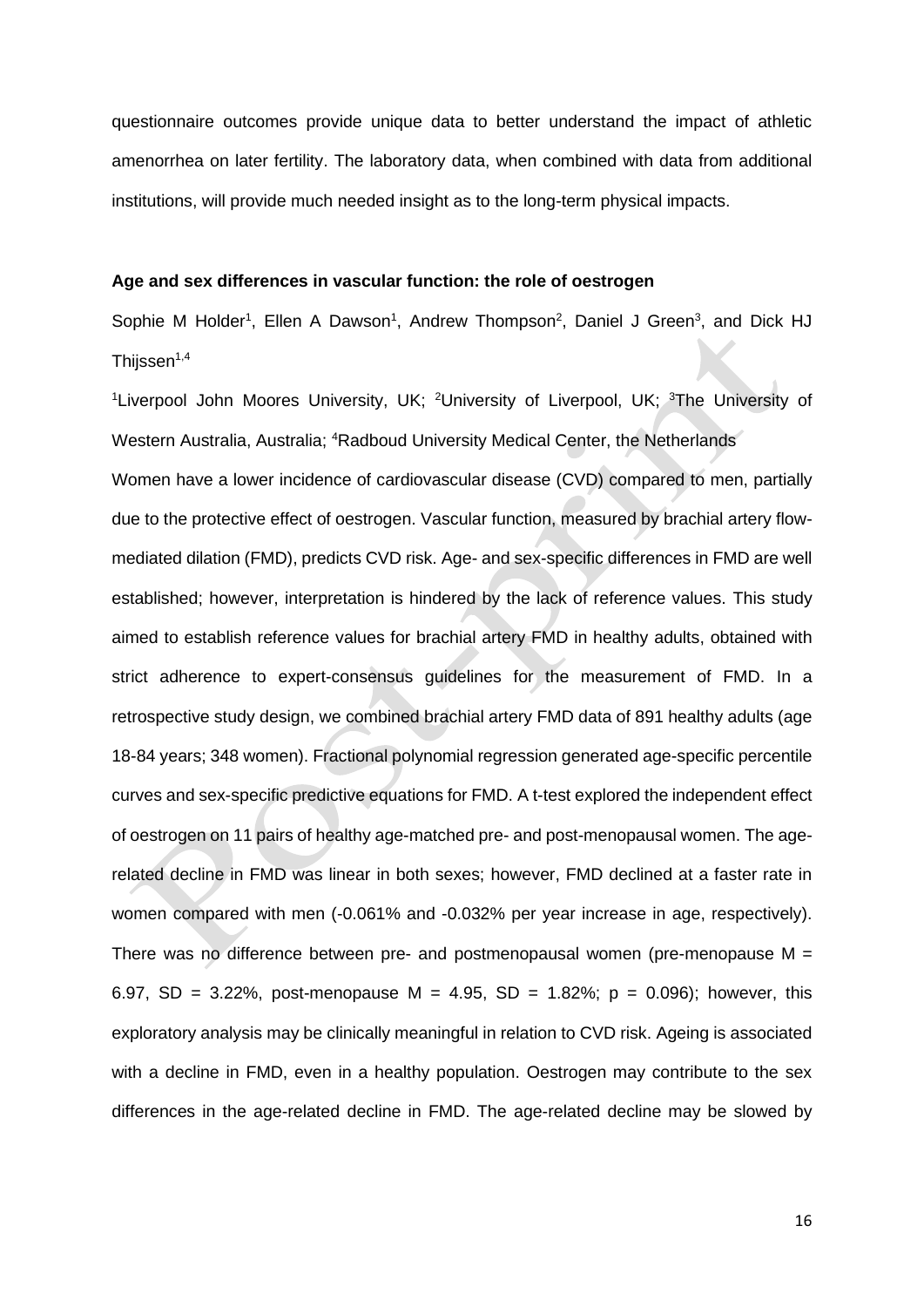questionnaire outcomes provide unique data to better understand the impact of athletic amenorrhea on later fertility. The laboratory data, when combined with data from additional institutions, will provide much needed insight as to the long-term physical impacts.

**Age and sex differences in vascular function: the role of oestrogen**

Sophie M Holder[1], Ellen A Dawson[1], Andrew Thompson[2], Daniel J Green[3], and Dick HJ Thijssen[1,4]

[1]Liverpool John Moores University, UK; [2]University of Liverpool, UK; [3]The University of Western Australia, Australia; [4]Radboud University Medical Center, the Netherlands

Women have a lower incidence of cardiovascular disease (CVD) compared to men, partially due to the protective effect of oestrogen. Vascular function, measured by brachial artery flow-mediated dilation (FMD), predicts CVD risk. Age- and sex-specific differences in FMD are well established; however, interpretation is hindered by the lack of reference values. This study aimed to establish reference values for brachial artery FMD in healthy adults, obtained with strict adherence to expert-consensus guidelines for the measurement of FMD. In a retrospective study design, we combined brachial artery FMD data of 891 healthy adults (age 18-84 years; 348 women). Fractional polynomial regression generated age-specific percentile curves and sex-specific predictive equations for FMD. A t-test explored the independent effect of oestrogen on 11 pairs of healthy age-matched pre- and post-menopausal women. The age-related decline in FMD was linear in both sexes; however, FMD declined at a faster rate in women compared with men (-0.061% and -0.032% per year increase in age, respectively). There was no difference between pre- and postmenopausal women (pre-menopause $M = 6.97$, $SD = 3.22\%$, post-menopause $M = 4.95$, $SD = 1.82\%$; $p = 0.096$); however, this exploratory analysis may be clinically meaningful in relation to CVD risk. Ageing is associated with a decline in FMD, even in a healthy population. Oestrogen may contribute to the sex differences in the age-related decline in FMD. The age-related decline may be slowed by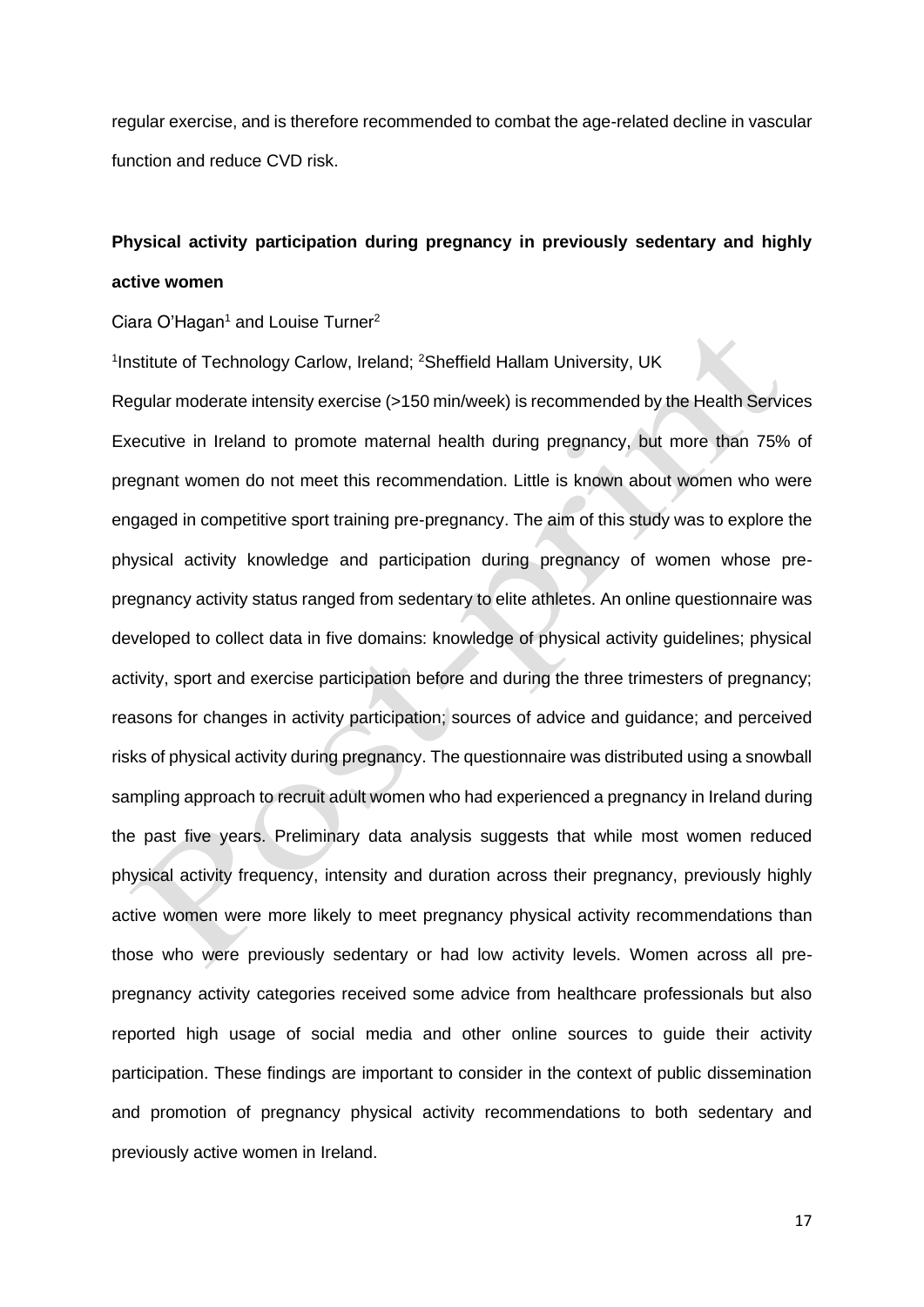regular exercise, and is therefore recommended to combat the age-related decline in vascular function and reduce CVD risk.

**Physical activity participation during pregnancy in previously sedentary and highly active women**

Ciara O'Hagan[1] and Louise Turner[2]

[1]Institute of Technology Carlow, Ireland; [2]Sheffield Hallam University, UK

Regular moderate intensity exercise (>150 min/week) is recommended by the Health Services Executive in Ireland to promote maternal health during pregnancy, but more than 75% of pregnant women do not meet this recommendation. Little is known about women who were engaged in competitive sport training pre-pregnancy. The aim of this study was to explore the physical activity knowledge and participation during pregnancy of women whose pre-pregnancy activity status ranged from sedentary to elite athletes. An online questionnaire was developed to collect data in five domains: knowledge of physical activity guidelines; physical activity, sport and exercise participation before and during the three trimesters of pregnancy; reasons for changes in activity participation; sources of advice and guidance; and perceived risks of physical activity during pregnancy. The questionnaire was distributed using a snowball sampling approach to recruit adult women who had experienced a pregnancy in Ireland during the past five years. Preliminary data analysis suggests that while most women reduced physical activity frequency, intensity and duration across their pregnancy, previously highly active women were more likely to meet pregnancy physical activity recommendations than those who were previously sedentary or had low activity levels. Women across all pre-pregnancy activity categories received some advice from healthcare professionals but also reported high usage of social media and other online sources to guide their activity participation. These findings are important to consider in the context of public dissemination and promotion of pregnancy physical activity recommendations to both sedentary and previously active women in Ireland.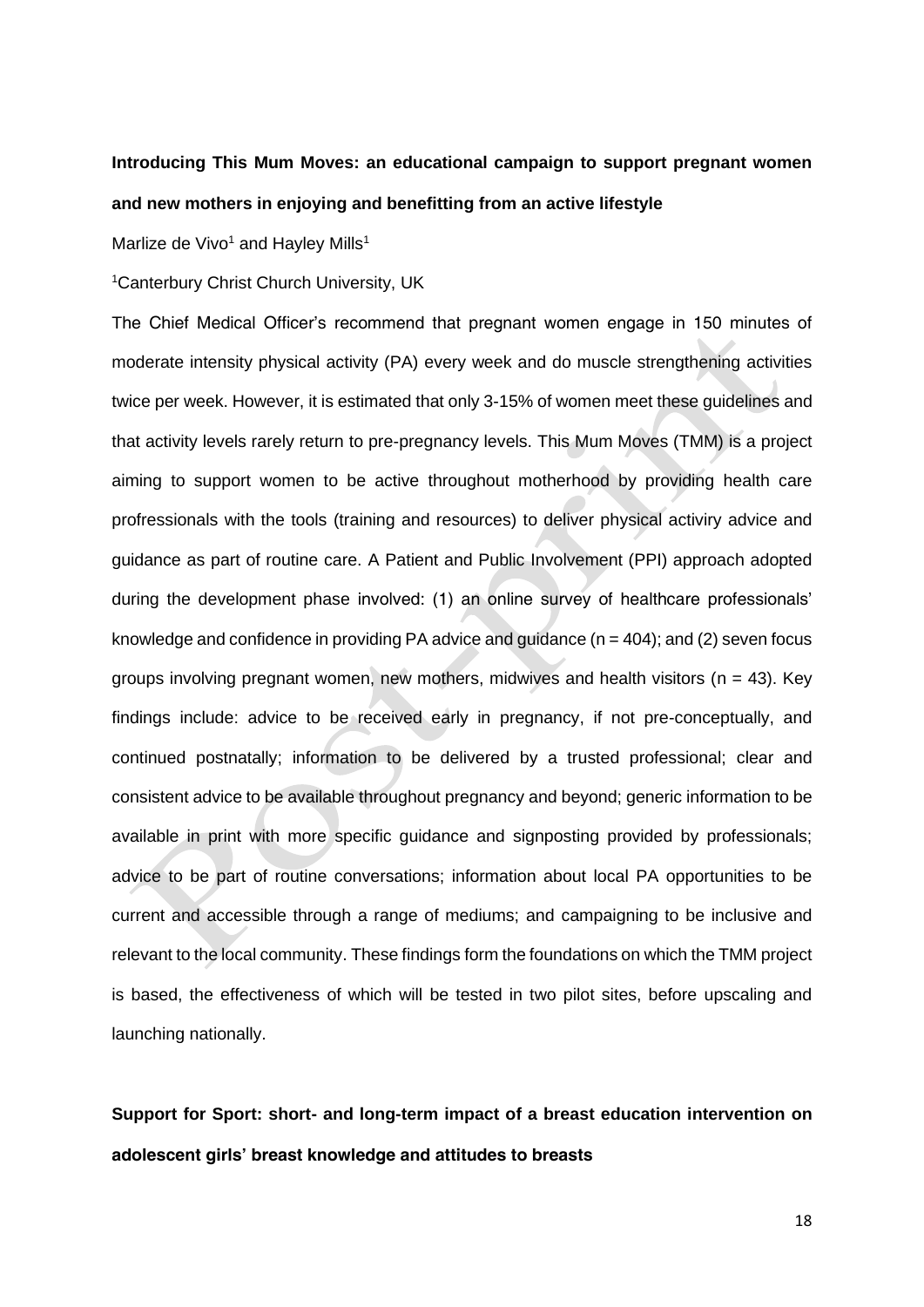**Introducing This Mum Moves: an educational campaign to support pregnant women and new mothers in enjoying and benefitting from an active lifestyle**

Marlize de Vivo[1] and Hayley Mills[1]

[1]Canterbury Christ Church University, UK

The Chief Medical Officer's recommend that pregnant women engage in 150 minutes of moderate intensity physical activity (PA) every week and do muscle strengthening activities twice per week. However, it is estimated that only 3-15% of women meet these guidelines and that activity levels rarely return to pre-pregnancy levels. This Mum Moves (TMM) is a project aiming to support women to be active throughout motherhood by providing health care profressionals with the tools (training and resources) to deliver physical activiry advice and guidance as part of routine care. A Patient and Public Involvement (PPI) approach adopted during the development phase involved: (1) an online survey of healthcare professionals' knowledge and confidence in providing PA advice and guidance (n = 404); and (2) seven focus groups involving pregnant women, new mothers, midwives and health visitors (n = 43). Key findings include: advice to be received early in pregnancy, if not pre-conceptually, and continued postnatally; information to be delivered by a trusted professional; clear and consistent advice to be available throughout pregnancy and beyond; generic information to be available in print with more specific guidance and signposting provided by professionals; advice to be part of routine conversations; information about local PA opportunities to be current and accessible through a range of mediums; and campaigning to be inclusive and relevant to the local community. These findings form the foundations on which the TMM project is based, the effectiveness of which will be tested in two pilot sites, before upscaling and launching nationally.

**Support for Sport: short- and long-term impact of a breast education intervention on adolescent girls' breast knowledge and attitudes to breasts**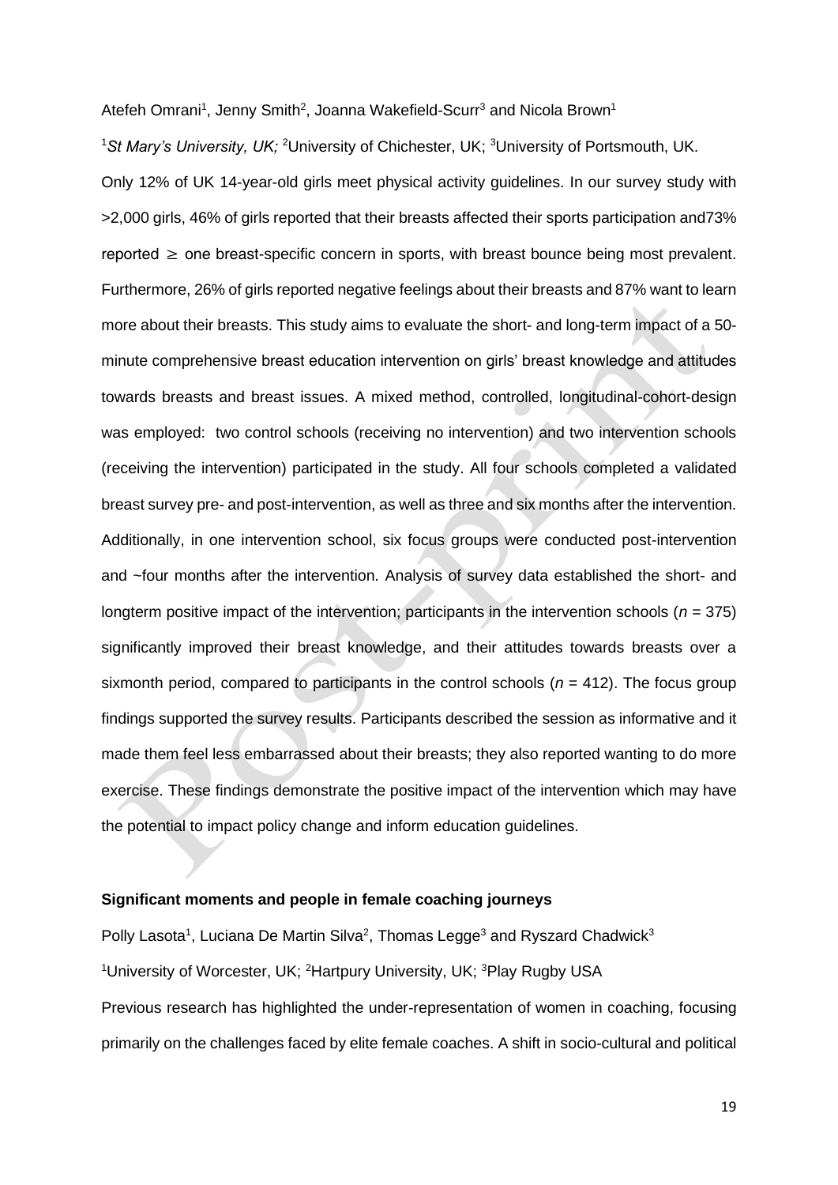Atefeh Omrani[1], Jenny Smith[2], Joanna Wakefield-Scurr[3] and Nicola Brown[1]

[1]*St Mary's University, UK;* [2]University of Chichester, UK; [3]University of Portsmouth, UK.

Only 12% of UK 14-year-old girls meet physical activity guidelines. In our survey study with >2,000 girls, 46% of girls reported that their breasts affected their sports participation and73% reported ≥ one breast-specific concern in sports, with breast bounce being most prevalent. Furthermore, 26% of girls reported negative feelings about their breasts and 87% want to learn more about their breasts. This study aims to evaluate the short- and long-term impact of a 50-minute comprehensive breast education intervention on girls' breast knowledge and attitudes towards breasts and breast issues. A mixed method, controlled, longitudinal-cohort-design was employed: two control schools (receiving no intervention) and two intervention schools (receiving the intervention) participated in the study. All four schools completed a validated breast survey pre- and post-intervention, as well as three and six months after the intervention. Additionally, in one intervention school, six focus groups were conducted post-intervention and ~four months after the intervention. Analysis of survey data established the short- and longterm positive impact of the intervention; participants in the intervention schools ($n$ = 375) significantly improved their breast knowledge, and their attitudes towards breasts over a sixmonth period, compared to participants in the control schools ($n$ = 412). The focus group findings supported the survey results. Participants described the session as informative and it made them feel less embarrassed about their breasts; they also reported wanting to do more exercise. These findings demonstrate the positive impact of the intervention which may have the potential to impact policy change and inform education guidelines.

**Significant moments and people in female coaching journeys**

Polly Lasota[1], Luciana De Martin Silva[2], Thomas Legge[3] and Ryszard Chadwick[3]

[1]University of Worcester, UK; [2]Hartpury University, UK; [3]Play Rugby USA

Previous research has highlighted the under-representation of women in coaching, focusing primarily on the challenges faced by elite female coaches. A shift in socio-cultural and political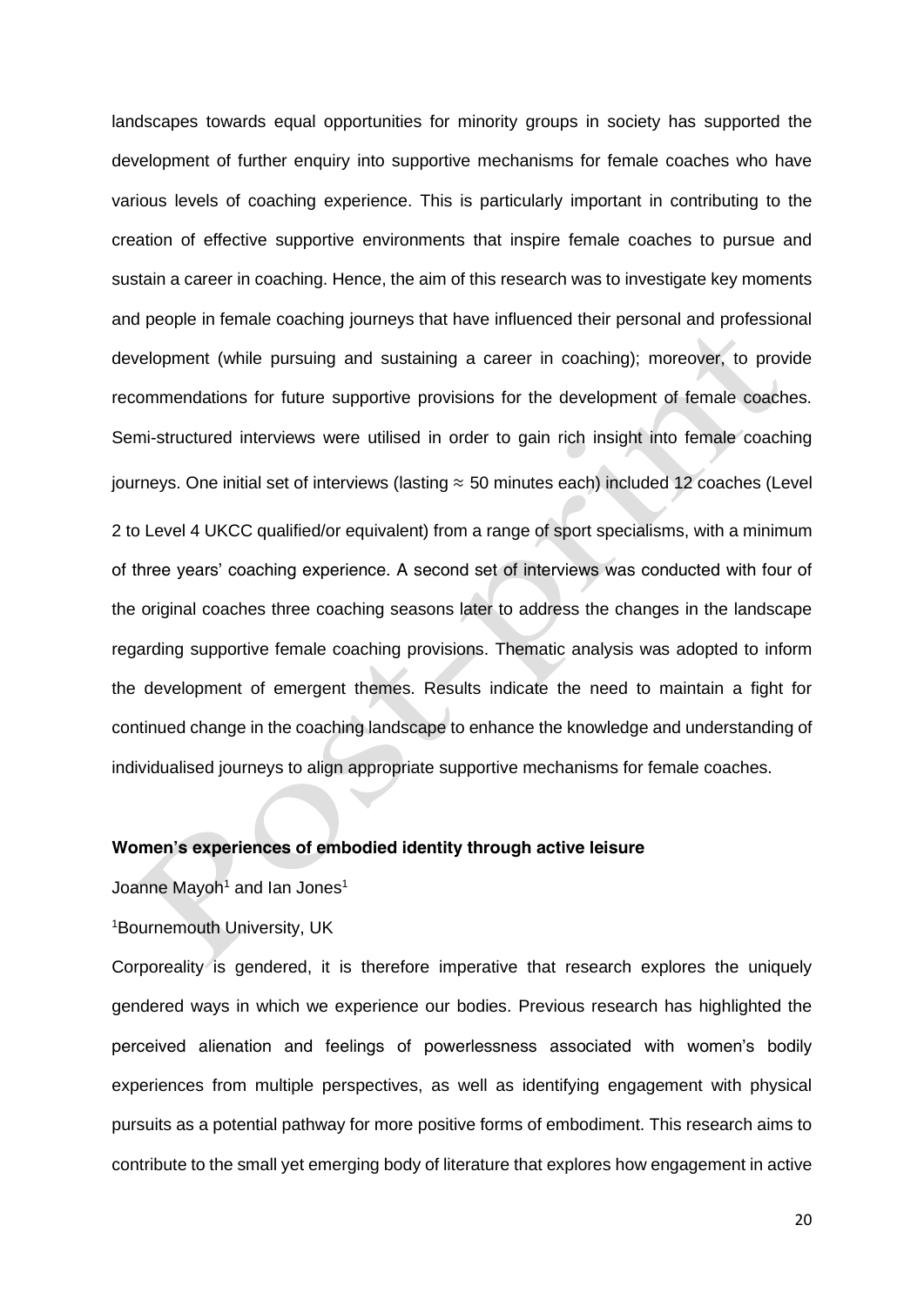landscapes towards equal opportunities for minority groups in society has supported the development of further enquiry into supportive mechanisms for female coaches who have various levels of coaching experience. This is particularly important in contributing to the creation of effective supportive environments that inspire female coaches to pursue and sustain a career in coaching. Hence, the aim of this research was to investigate key moments and people in female coaching journeys that have influenced their personal and professional development (while pursuing and sustaining a career in coaching); moreover, to provide recommendations for future supportive provisions for the development of female coaches. Semi-structured interviews were utilised in order to gain rich insight into female coaching journeys. One initial set of interviews (lasting ≈ 50 minutes each) included 12 coaches (Level 2 to Level 4 UKCC qualified/or equivalent) from a range of sport specialisms, with a minimum of three years' coaching experience. A second set of interviews was conducted with four of the original coaches three coaching seasons later to address the changes in the landscape regarding supportive female coaching provisions. Thematic analysis was adopted to inform the development of emergent themes. Results indicate the need to maintain a fight for continued change in the coaching landscape to enhance the knowledge and understanding of individualised journeys to align appropriate supportive mechanisms for female coaches.

**Women's experiences of embodied identity through active leisure**

Joanne Mayoh[1] and Ian Jones[1]

[1]Bournemouth University, UK

Corporeality is gendered, it is therefore imperative that research explores the uniquely gendered ways in which we experience our bodies. Previous research has highlighted the perceived alienation and feelings of powerlessness associated with women's bodily experiences from multiple perspectives, as well as identifying engagement with physical pursuits as a potential pathway for more positive forms of embodiment. This research aims to contribute to the small yet emerging body of literature that explores how engagement in active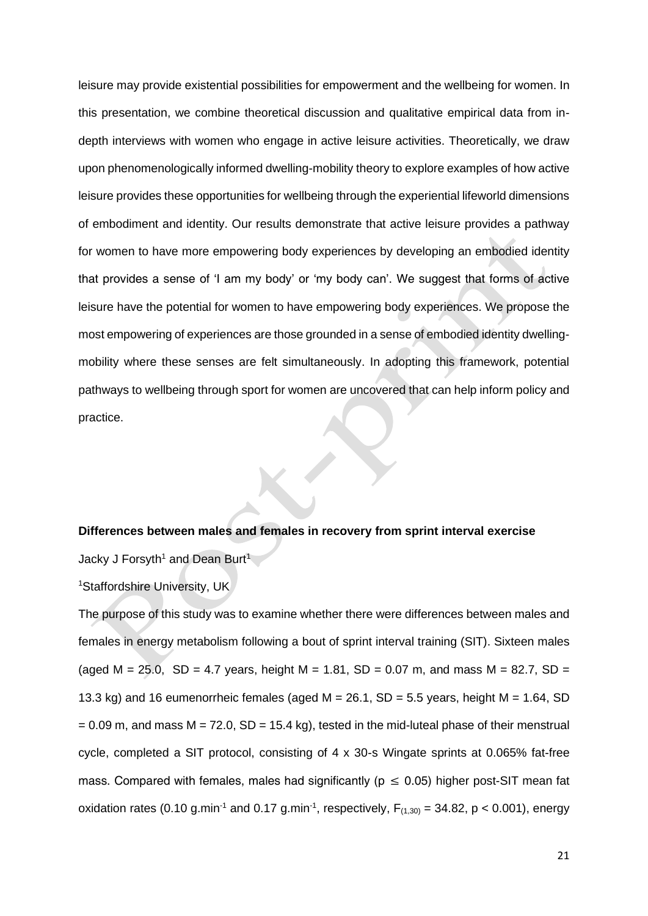leisure may provide existential possibilities for empowerment and the wellbeing for women. In this presentation, we combine theoretical discussion and qualitative empirical data from in-depth interviews with women who engage in active leisure activities. Theoretically, we draw upon phenomenologically informed dwelling-mobility theory to explore examples of how active leisure provides these opportunities for wellbeing through the experiential lifeworld dimensions of embodiment and identity. Our results demonstrate that active leisure provides a pathway for women to have more empowering body experiences by developing an embodied identity that provides a sense of 'I am my body' or 'my body can'. We suggest that forms of active leisure have the potential for women to have empowering body experiences. We propose the most empowering of experiences are those grounded in a sense of embodied identity dwelling-mobility where these senses are felt simultaneously. In adopting this framework, potential pathways to wellbeing through sport for women are uncovered that can help inform policy and practice.

**Differences between males and females in recovery from sprint interval exercise**

Jacky J Forsyth[1] and Dean Burt[1]

[1]Staffordshire University, UK

The purpose of this study was to examine whether there were differences between males and females in energy metabolism following a bout of sprint interval training (SIT). Sixteen males (aged M = 25.0, SD = 4.7 years, height M = 1.81, SD = 0.07 m, and mass M = 82.7, SD = 13.3 kg) and 16 eumenorrheic females (aged M = 26.1, SD = 5.5 years, height M = 1.64, SD = 0.09 m, and mass M = 72.0, SD = 15.4 kg), tested in the mid-luteal phase of their menstrual cycle, completed a SIT protocol, consisting of 4 x 30-s Wingate sprints at 0.065% fat-free mass. Compared with females, males had significantly ($p \leq 0.05$) higher post-SIT mean fat oxidation rates (0.10 $g.min^{-1}$ and 0.17 $g.min^{-1}$, respectively, $F_{(1,30)} = 34.82$, $p < 0.001$), energy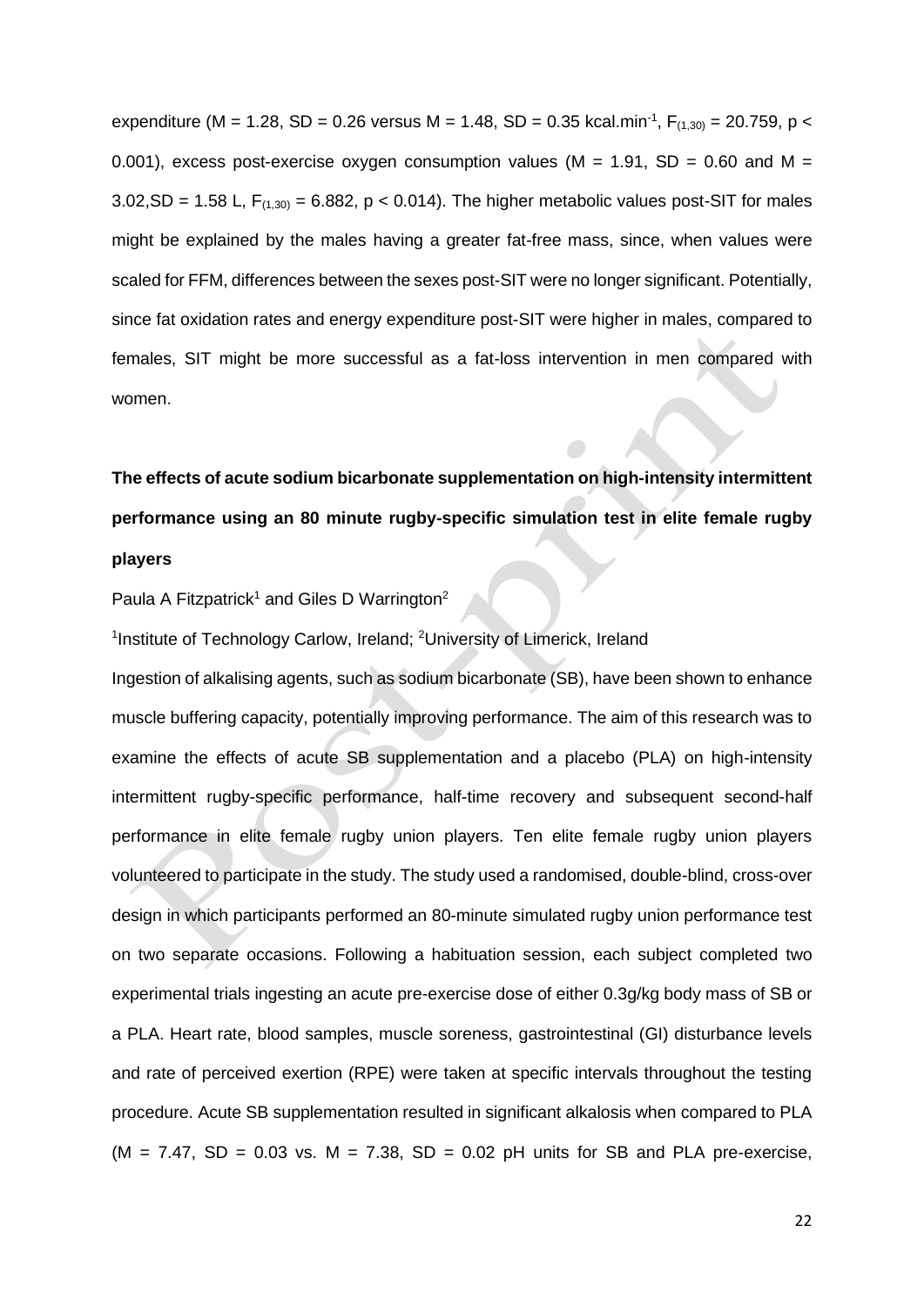expenditure (M = 1.28, SD = 0.26 versus M = 1.48, SD = 0.35 kcal.min$^{-1}$, $F_{(1,30)}$ = 20.759, $p <$ 0.001), excess post-exercise oxygen consumption values (M = 1.91, SD = 0.60 and M = 3.02,SD = 1.58 L, $F_{(1,30)}$ = 6.882, $p <$ 0.014). The higher metabolic values post-SIT for males might be explained by the males having a greater fat-free mass, since, when values were scaled for FFM, differences between the sexes post-SIT were no longer significant. Potentially, since fat oxidation rates and energy expenditure post-SIT were higher in males, compared to females, SIT might be more successful as a fat-loss intervention in men compared with women.

**The effects of acute sodium bicarbonate supplementation on high-intensity intermittent performance using an 80 minute rugby-specific simulation test in elite female rugby players**

Paula A Fitzpatrick[1] and Giles D Warrington[2]

[1]Institute of Technology Carlow, Ireland; [2]University of Limerick, Ireland

Ingestion of alkalising agents, such as sodium bicarbonate (SB), have been shown to enhance muscle buffering capacity, potentially improving performance. The aim of this research was to examine the effects of acute SB supplementation and a placebo (PLA) on high-intensity intermittent rugby-specific performance, half-time recovery and subsequent second-half performance in elite female rugby union players. Ten elite female rugby union players volunteered to participate in the study. The study used a randomised, double-blind, cross-over design in which participants performed an 80-minute simulated rugby union performance test on two separate occasions. Following a habituation session, each subject completed two experimental trials ingesting an acute pre-exercise dose of either 0.3g/kg body mass of SB or a PLA. Heart rate, blood samples, muscle soreness, gastrointestinal (GI) disturbance levels and rate of perceived exertion (RPE) were taken at specific intervals throughout the testing procedure. Acute SB supplementation resulted in significant alkalosis when compared to PLA (M = 7.47, SD = 0.03 vs. M = 7.38, SD = 0.02 pH units for SB and PLA pre-exercise,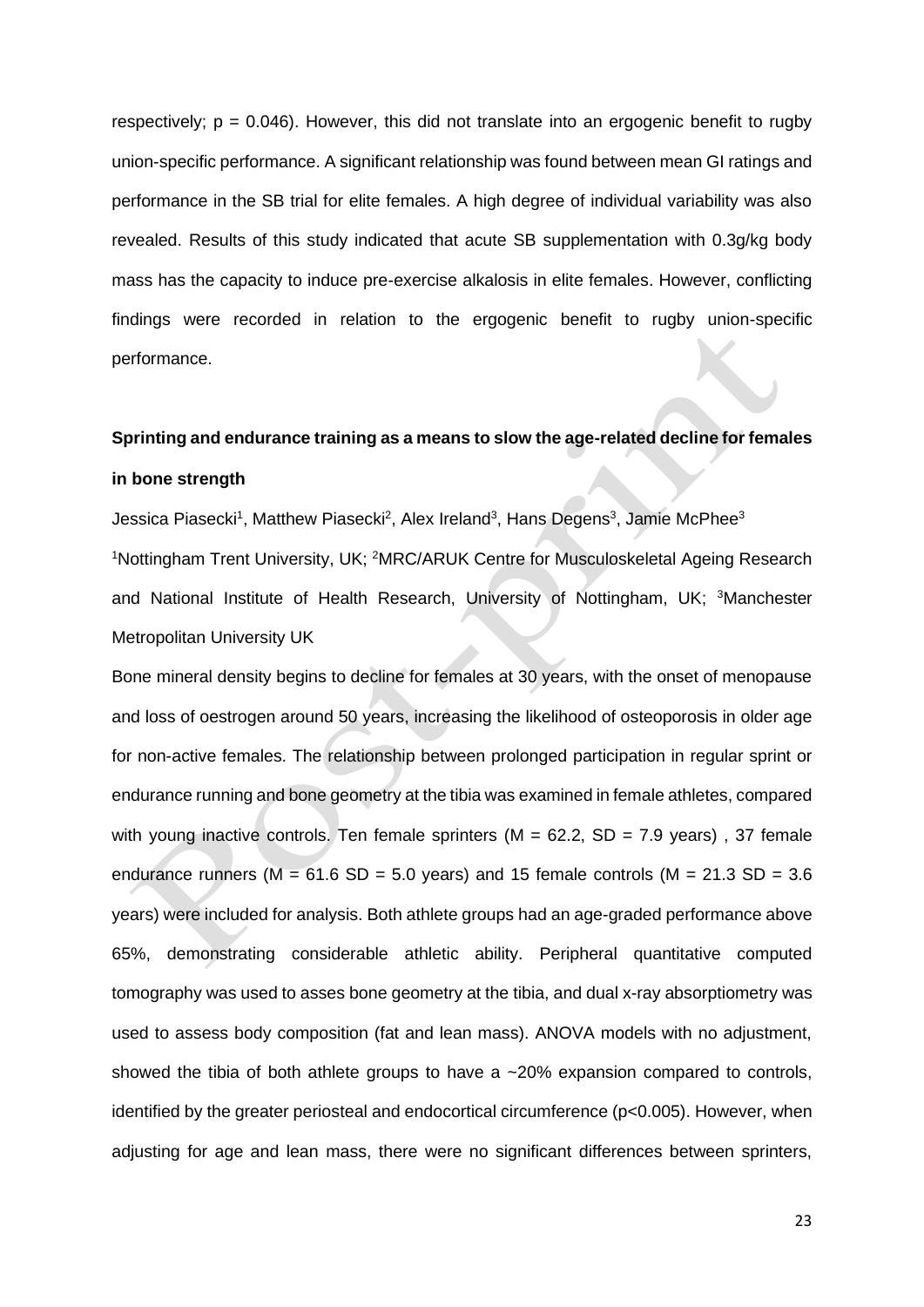respectively; $p = 0.046$). However, this did not translate into an ergogenic benefit to rugby union-specific performance. A significant relationship was found between mean GI ratings and performance in the SB trial for elite females. A high degree of individual variability was also revealed. Results of this study indicated that acute SB supplementation with 0.3g/kg body mass has the capacity to induce pre-exercise alkalosis in elite females. However, conflicting findings were recorded in relation to the ergogenic benefit to rugby union-specific performance.

**Sprinting and endurance training as a means to slow the age-related decline for females in bone strength**

Jessica Piasecki[1], Matthew Piasecki[2], Alex Ireland[3], Hans Degens[3], Jamie McPhee[3]

[1]Nottingham Trent University, UK; [2]MRC/ARUK Centre for Musculoskeletal Ageing Research and National Institute of Health Research, University of Nottingham, UK; [3]Manchester Metropolitan University UK

Bone mineral density begins to decline for females at 30 years, with the onset of menopause and loss of oestrogen around 50 years, increasing the likelihood of osteoporosis in older age for non-active females. The relationship between prolonged participation in regular sprint or endurance running and bone geometry at the tibia was examined in female athletes, compared with young inactive controls. Ten female sprinters ($M = 62.2$, $SD = 7.9$ years) , 37 female endurance runners ($M = 61.6$ $SD = 5.0$ years) and 15 female controls ($M = 21.3$ $SD = 3.6$ years) were included for analysis. Both athlete groups had an age-graded performance above 65%, demonstrating considerable athletic ability. Peripheral quantitative computed tomography was used to asses bone geometry at the tibia, and dual x-ray absorptiometry was used to assess body composition (fat and lean mass). ANOVA models with no adjustment, showed the tibia of both athlete groups to have a ~20% expansion compared to controls, identified by the greater periosteal and endocortical circumference ($p<0.005$). However, when adjusting for age and lean mass, there were no significant differences between sprinters,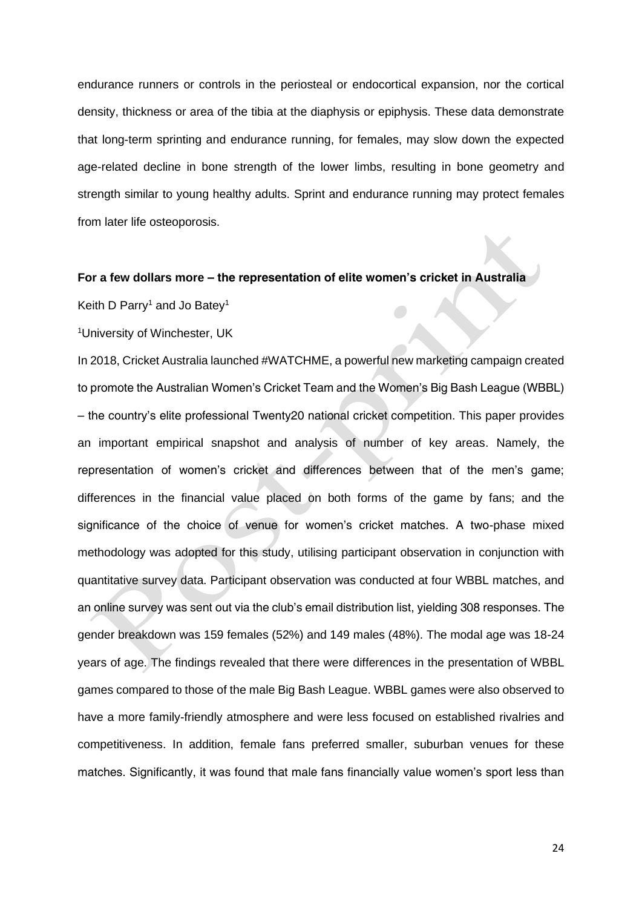endurance runners or controls in the periosteal or endocortical expansion, nor the cortical density, thickness or area of the tibia at the diaphysis or epiphysis. These data demonstrate that long-term sprinting and endurance running, for females, may slow down the expected age-related decline in bone strength of the lower limbs, resulting in bone geometry and strength similar to young healthy adults. Sprint and endurance running may protect females from later life osteoporosis.

**For a few dollars more – the representation of elite women's cricket in Australia**

Keith D Parry[1] and Jo Batey[1]

[1]University of Winchester, UK

In 2018, Cricket Australia launched #WATCHME, a powerful new marketing campaign created to promote the Australian Women's Cricket Team and the Women's Big Bash League (WBBL) – the country's elite professional Twenty20 national cricket competition. This paper provides an important empirical snapshot and analysis of number of key areas. Namely, the representation of women's cricket and differences between that of the men's game; differences in the financial value placed on both forms of the game by fans; and the significance of the choice of venue for women's cricket matches. A two-phase mixed methodology was adopted for this study, utilising participant observation in conjunction with quantitative survey data. Participant observation was conducted at four WBBL matches, and an online survey was sent out via the club's email distribution list, yielding 308 responses. The gender breakdown was 159 females (52%) and 149 males (48%). The modal age was 18-24 years of age. The findings revealed that there were differences in the presentation of WBBL games compared to those of the male Big Bash League. WBBL games were also observed to have a more family-friendly atmosphere and were less focused on established rivalries and competitiveness. In addition, female fans preferred smaller, suburban venues for these matches. Significantly, it was found that male fans financially value women's sport less than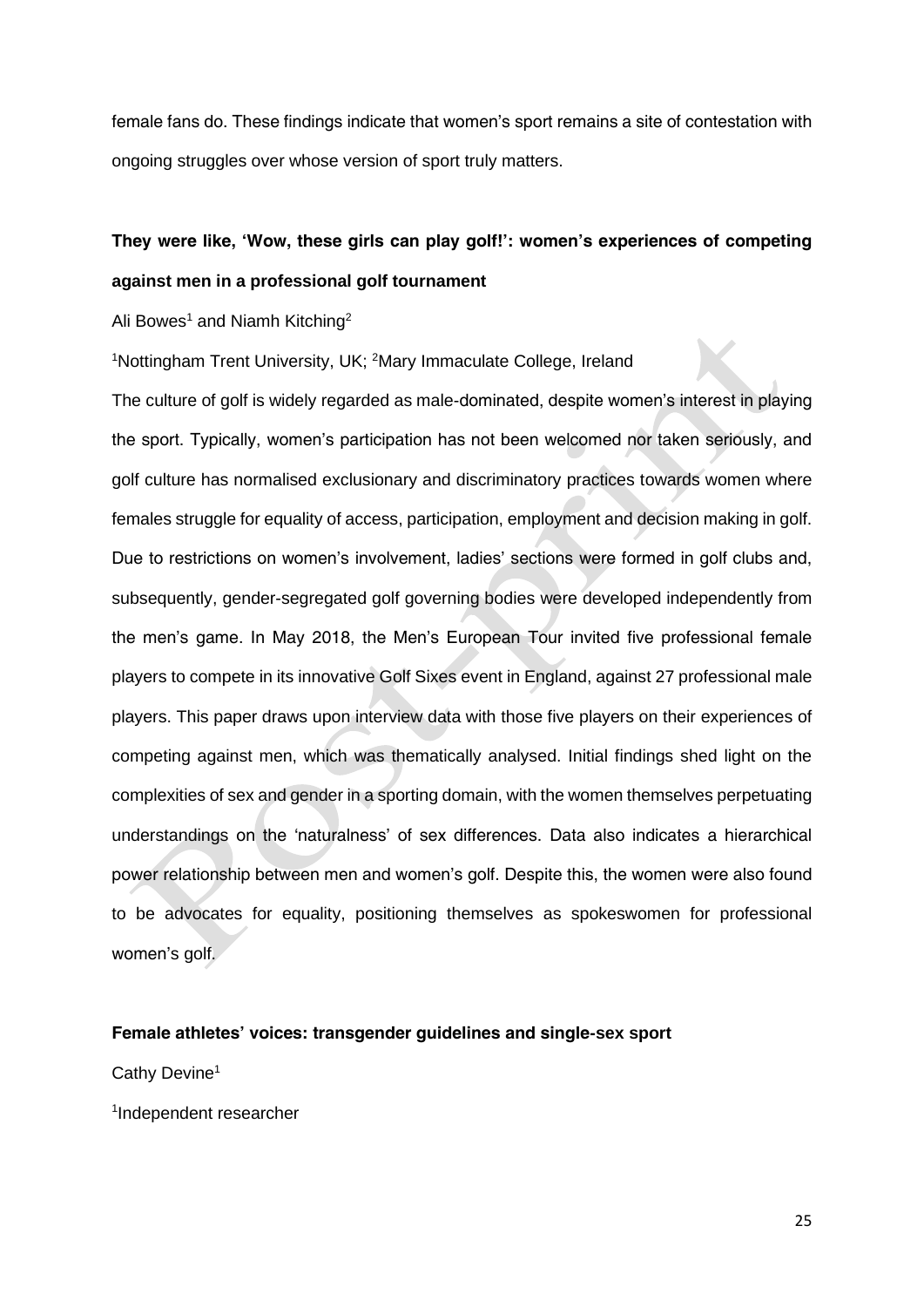female fans do. These findings indicate that women's sport remains a site of contestation with ongoing struggles over whose version of sport truly matters.

**They were like, 'Wow, these girls can play golf!': women's experiences of competing against men in a professional golf tournament**

Ali Bowes[1] and Niamh Kitching[2]

[1]Nottingham Trent University, UK; [2]Mary Immaculate College, Ireland

The culture of golf is widely regarded as male-dominated, despite women's interest in playing the sport. Typically, women's participation has not been welcomed nor taken seriously, and golf culture has normalised exclusionary and discriminatory practices towards women where females struggle for equality of access, participation, employment and decision making in golf. Due to restrictions on women's involvement, ladies' sections were formed in golf clubs and, subsequently, gender-segregated golf governing bodies were developed independently from the men's game. In May 2018, the Men's European Tour invited five professional female players to compete in its innovative Golf Sixes event in England, against 27 professional male players. This paper draws upon interview data with those five players on their experiences of competing against men, which was thematically analysed. Initial findings shed light on the complexities of sex and gender in a sporting domain, with the women themselves perpetuating understandings on the 'naturalness' of sex differences. Data also indicates a hierarchical power relationship between men and women's golf. Despite this, the women were also found to be advocates for equality, positioning themselves as spokeswomen for professional women's golf.

**Female athletes' voices: transgender guidelines and single-sex sport**

Cathy Devine[1]

[1]Independent researcher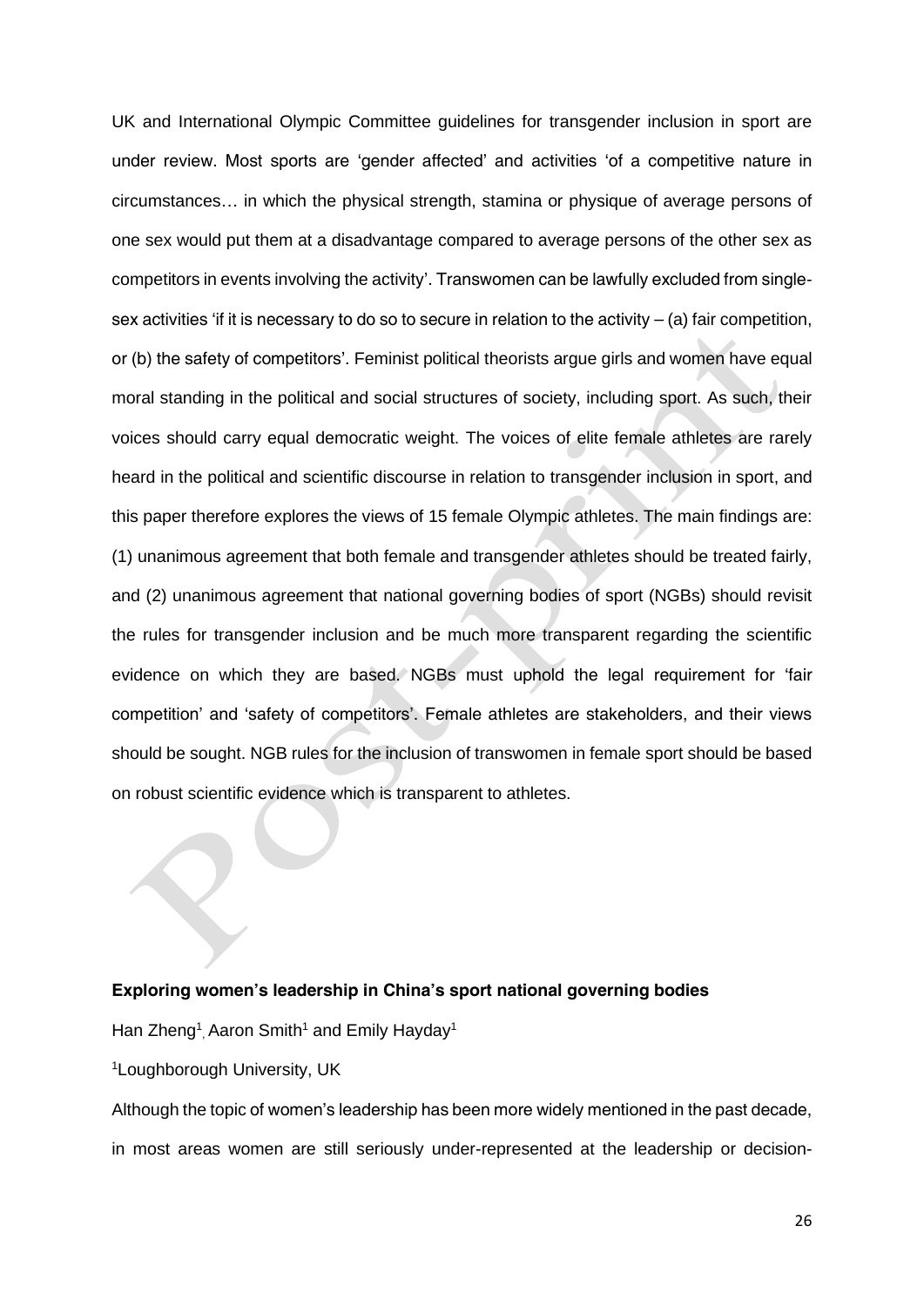UK and International Olympic Committee guidelines for transgender inclusion in sport are under review. Most sports are 'gender affected' and activities 'of a competitive nature in circumstances… in which the physical strength, stamina or physique of average persons of one sex would put them at a disadvantage compared to average persons of the other sex as competitors in events involving the activity'. Transwomen can be lawfully excluded from single-sex activities 'if it is necessary to do so to secure in relation to the activity – (a) fair competition, or (b) the safety of competitors'. Feminist political theorists argue girls and women have equal moral standing in the political and social structures of society, including sport. As such, their voices should carry equal democratic weight. The voices of elite female athletes are rarely heard in the political and scientific discourse in relation to transgender inclusion in sport, and this paper therefore explores the views of 15 female Olympic athletes. The main findings are: (1) unanimous agreement that both female and transgender athletes should be treated fairly, and (2) unanimous agreement that national governing bodies of sport (NGBs) should revisit the rules for transgender inclusion and be much more transparent regarding the scientific evidence on which they are based. NGBs must uphold the legal requirement for 'fair competition' and 'safety of competitors'. Female athletes are stakeholders, and their views should be sought. NGB rules for the inclusion of transwomen in female sport should be based on robust scientific evidence which is transparent to athletes.

**Exploring women's leadership in China's sport national governing bodies**

Han Zheng[1], Aaron Smith[1] and Emily Hayday[1]

[1]Loughborough University, UK

Although the topic of women's leadership has been more widely mentioned in the past decade, in most areas women are still seriously under-represented at the leadership or decision-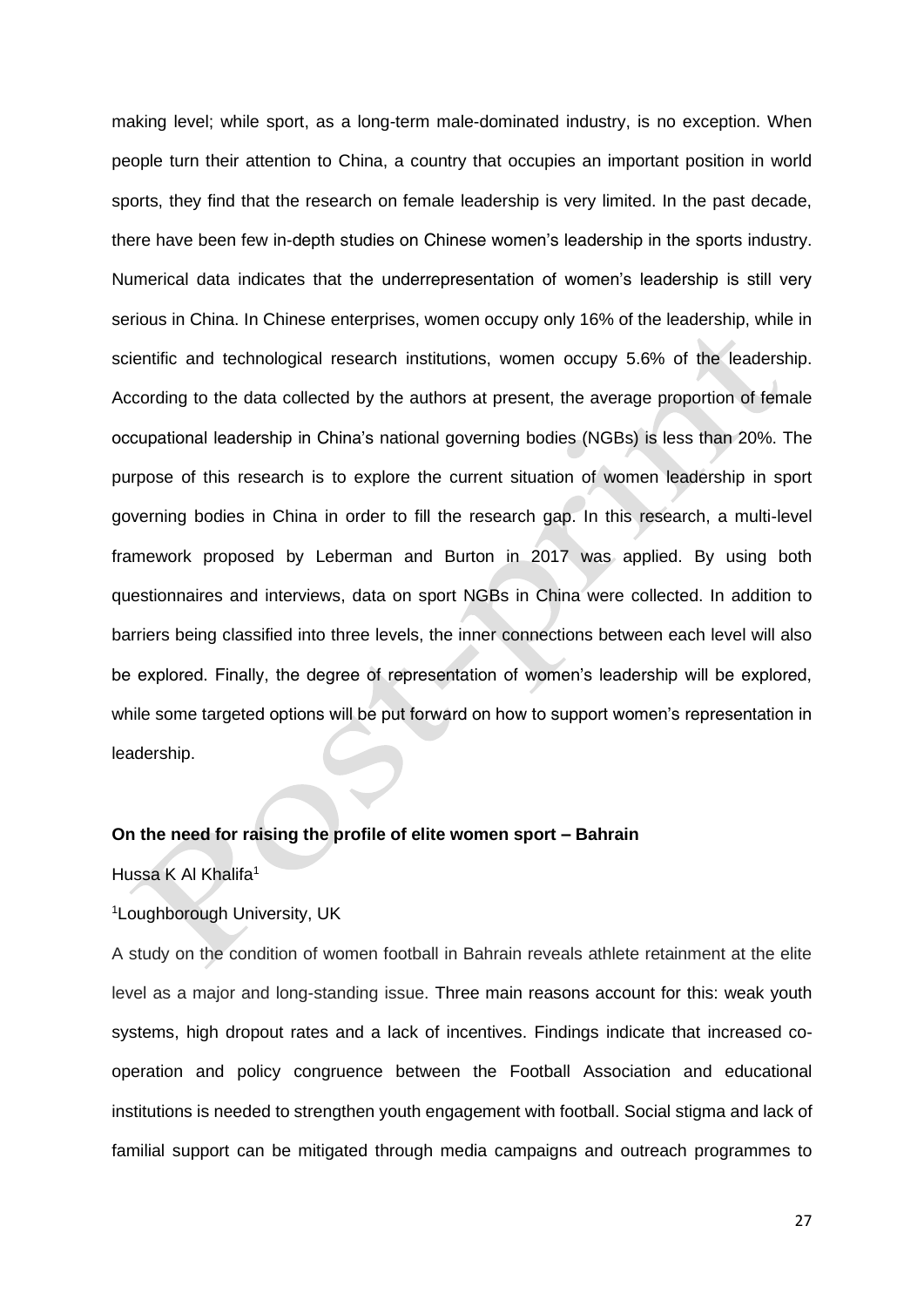making level; while sport, as a long-term male-dominated industry, is no exception. When people turn their attention to China, a country that occupies an important position in world sports, they find that the research on female leadership is very limited. In the past decade, there have been few in-depth studies on Chinese women's leadership in the sports industry. Numerical data indicates that the underrepresentation of women's leadership is still very serious in China. In Chinese enterprises, women occupy only 16% of the leadership, while in scientific and technological research institutions, women occupy 5.6% of the leadership. According to the data collected by the authors at present, the average proportion of female occupational leadership in China's national governing bodies (NGBs) is less than 20%. The purpose of this research is to explore the current situation of women leadership in sport governing bodies in China in order to fill the research gap. In this research, a multi-level framework proposed by Leberman and Burton in 2017 was applied. By using both questionnaires and interviews, data on sport NGBs in China were collected. In addition to barriers being classified into three levels, the inner connections between each level will also be explored. Finally, the degree of representation of women's leadership will be explored, while some targeted options will be put forward on how to support women's representation in leadership.

**On the need for raising the profile of elite women sport – Bahrain**

Hussa K Al Khalifa[1]

[1]Loughborough University, UK

A study on the condition of women football in Bahrain reveals athlete retainment at the elite level as a major and long-standing issue. Three main reasons account for this: weak youth systems, high dropout rates and a lack of incentives. Findings indicate that increased co-operation and policy congruence between the Football Association and educational institutions is needed to strengthen youth engagement with football. Social stigma and lack of familial support can be mitigated through media campaigns and outreach programmes to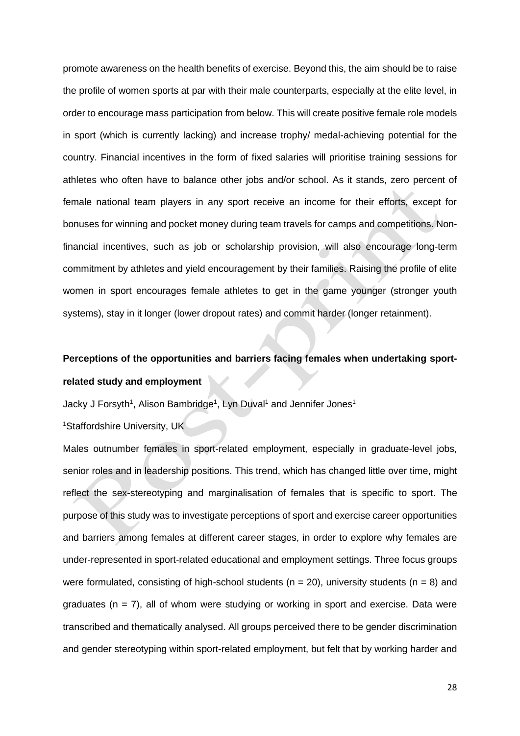promote awareness on the health benefits of exercise. Beyond this, the aim should be to raise the profile of women sports at par with their male counterparts, especially at the elite level, in order to encourage mass participation from below. This will create positive female role models in sport (which is currently lacking) and increase trophy/ medal-achieving potential for the country. Financial incentives in the form of fixed salaries will prioritise training sessions for athletes who often have to balance other jobs and/or school. As it stands, zero percent of female national team players in any sport receive an income for their efforts, except for bonuses for winning and pocket money during team travels for camps and competitions. Non-financial incentives, such as job or scholarship provision, will also encourage long-term commitment by athletes and yield encouragement by their families. Raising the profile of elite women in sport encourages female athletes to get in the game younger (stronger youth systems), stay in it longer (lower dropout rates) and commit harder (longer retainment).

**Perceptions of the opportunities and barriers facing females when undertaking sport-related study and employment**

Jacky J Forsyth[1], Alison Bambridge[1], Lyn Duval[1] and Jennifer Jones[1]

[1]Staffordshire University, UK

Males outnumber females in sport-related employment, especially in graduate-level jobs, senior roles and in leadership positions. This trend, which has changed little over time, might reflect the sex-stereotyping and marginalisation of females that is specific to sport. The purpose of this study was to investigate perceptions of sport and exercise career opportunities and barriers among females at different career stages, in order to explore why females are under-represented in sport-related educational and employment settings. Three focus groups were formulated, consisting of high-school students ($n = 20$), university students ($n = 8$) and graduates ($n = 7$), all of whom were studying or working in sport and exercise. Data were transcribed and thematically analysed. All groups perceived there to be gender discrimination and gender stereotyping within sport-related employment, but felt that by working harder and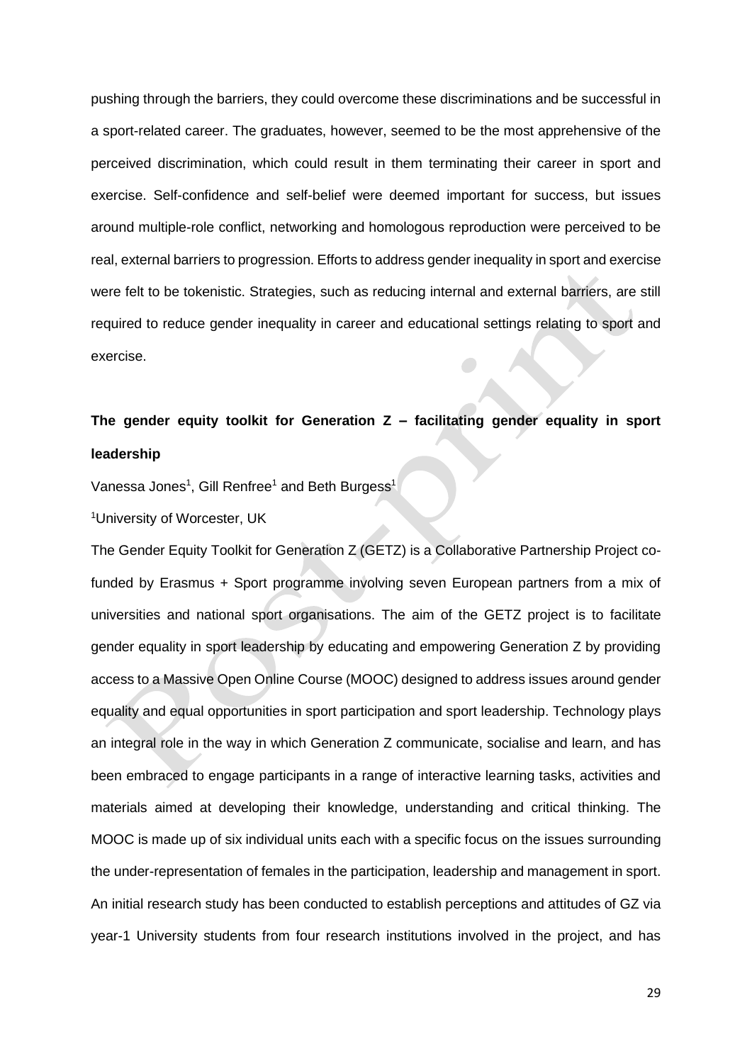pushing through the barriers, they could overcome these discriminations and be successful in a sport-related career. The graduates, however, seemed to be the most apprehensive of the perceived discrimination, which could result in them terminating their career in sport and exercise. Self-confidence and self-belief were deemed important for success, but issues around multiple-role conflict, networking and homologous reproduction were perceived to be real, external barriers to progression. Efforts to address gender inequality in sport and exercise were felt to be tokenistic. Strategies, such as reducing internal and external barriers, are still required to reduce gender inequality in career and educational settings relating to sport and exercise.

**The gender equity toolkit for Generation Z – facilitating gender equality in sport leadership**

Vanessa Jones[1], Gill Renfree[1] and Beth Burgess[1]

[1]University of Worcester, UK

The Gender Equity Toolkit for Generation Z (GETZ) is a Collaborative Partnership Project co-funded by Erasmus + Sport programme involving seven European partners from a mix of universities and national sport organisations. The aim of the GETZ project is to facilitate gender equality in sport leadership by educating and empowering Generation Z by providing access to a Massive Open Online Course (MOOC) designed to address issues around gender equality and equal opportunities in sport participation and sport leadership. Technology plays an integral role in the way in which Generation Z communicate, socialise and learn, and has been embraced to engage participants in a range of interactive learning tasks, activities and materials aimed at developing their knowledge, understanding and critical thinking. The MOOC is made up of six individual units each with a specific focus on the issues surrounding the under-representation of females in the participation, leadership and management in sport. An initial research study has been conducted to establish perceptions and attitudes of GZ via year-1 University students from four research institutions involved in the project, and has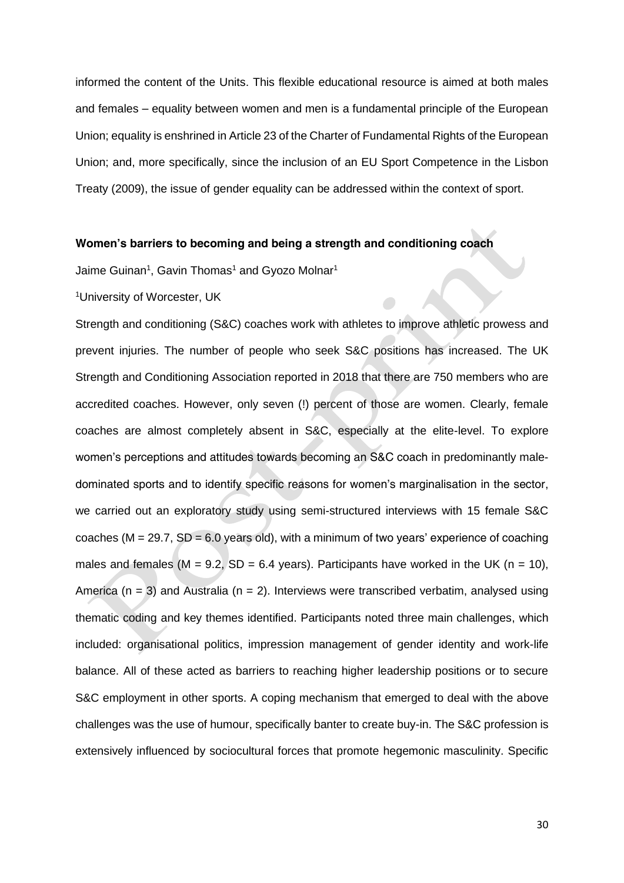informed the content of the Units. This flexible educational resource is aimed at both males and females – equality between women and men is a fundamental principle of the European Union; equality is enshrined in Article 23 of the Charter of Fundamental Rights of the European Union; and, more specifically, since the inclusion of an EU Sport Competence in the Lisbon Treaty (2009), the issue of gender equality can be addressed within the context of sport.

**Women's barriers to becoming and being a strength and conditioning coach**

Jaime Guinan[1], Gavin Thomas[1] and Gyozo Molnar[1]

[1]University of Worcester, UK

Strength and conditioning (S&C) coaches work with athletes to improve athletic prowess and prevent injuries. The number of people who seek S&C positions has increased. The UK Strength and Conditioning Association reported in 2018 that there are 750 members who are accredited coaches. However, only seven (!) percent of those are women. Clearly, female coaches are almost completely absent in S&C, especially at the elite-level. To explore women's perceptions and attitudes towards becoming an S&C coach in predominantly male-dominated sports and to identify specific reasons for women's marginalisation in the sector, we carried out an exploratory study using semi-structured interviews with 15 female S&C coaches ($M = 29.7$, $SD = 6.0$ years old), with a minimum of two years' experience of coaching males and females ($M = 9.2$, $SD = 6.4$ years). Participants have worked in the UK ($n = 10$), America ($n = 3$) and Australia ($n = 2$). Interviews were transcribed verbatim, analysed using thematic coding and key themes identified. Participants noted three main challenges, which included: organisational politics, impression management of gender identity and work-life balance. All of these acted as barriers to reaching higher leadership positions or to secure S&C employment in other sports. A coping mechanism that emerged to deal with the above challenges was the use of humour, specifically banter to create buy-in. The S&C profession is extensively influenced by sociocultural forces that promote hegemonic masculinity. Specific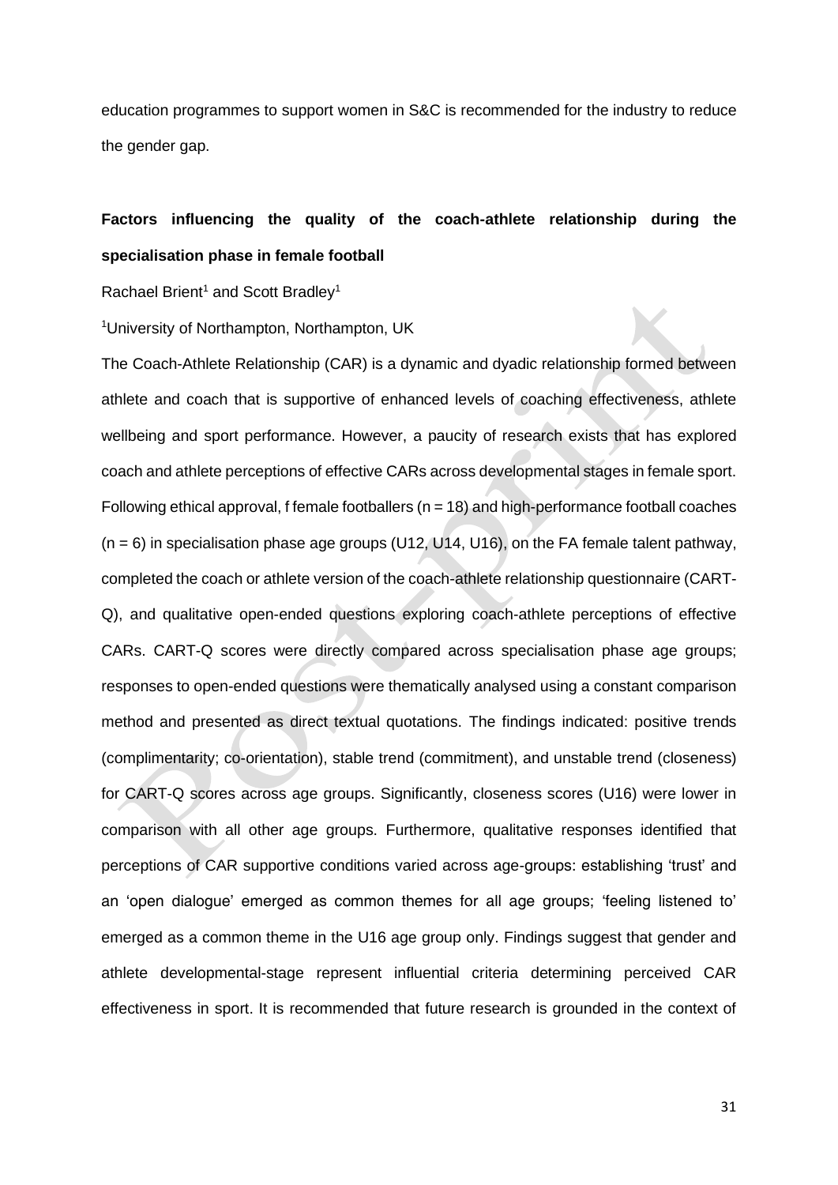education programmes to support women in S&C is recommended for the industry to reduce the gender gap.

**Factors influencing the quality of the coach-athlete relationship during the specialisation phase in female football**

Rachael Brient[1] and Scott Bradley[1]

[1]University of Northampton, Northampton, UK

The Coach-Athlete Relationship (CAR) is a dynamic and dyadic relationship formed between athlete and coach that is supportive of enhanced levels of coaching effectiveness, athlete wellbeing and sport performance. However, a paucity of research exists that has explored coach and athlete perceptions of effective CARs across developmental stages in female sport. Following ethical approval, f female footballers (n = 18) and high-performance football coaches (n = 6) in specialisation phase age groups (U12, U14, U16), on the FA female talent pathway, completed the coach or athlete version of the coach-athlete relationship questionnaire (CART-Q), and qualitative open-ended questions exploring coach-athlete perceptions of effective CARs. CART-Q scores were directly compared across specialisation phase age groups; responses to open-ended questions were thematically analysed using a constant comparison method and presented as direct textual quotations. The findings indicated: positive trends (complimentarity; co-orientation), stable trend (commitment), and unstable trend (closeness) for CART-Q scores across age groups. Significantly, closeness scores (U16) were lower in comparison with all other age groups. Furthermore, qualitative responses identified that perceptions of CAR supportive conditions varied across age-groups: establishing 'trust' and an 'open dialogue' emerged as common themes for all age groups; 'feeling listened to' emerged as a common theme in the U16 age group only. Findings suggest that gender and athlete developmental-stage represent influential criteria determining perceived CAR effectiveness in sport. It is recommended that future research is grounded in the context of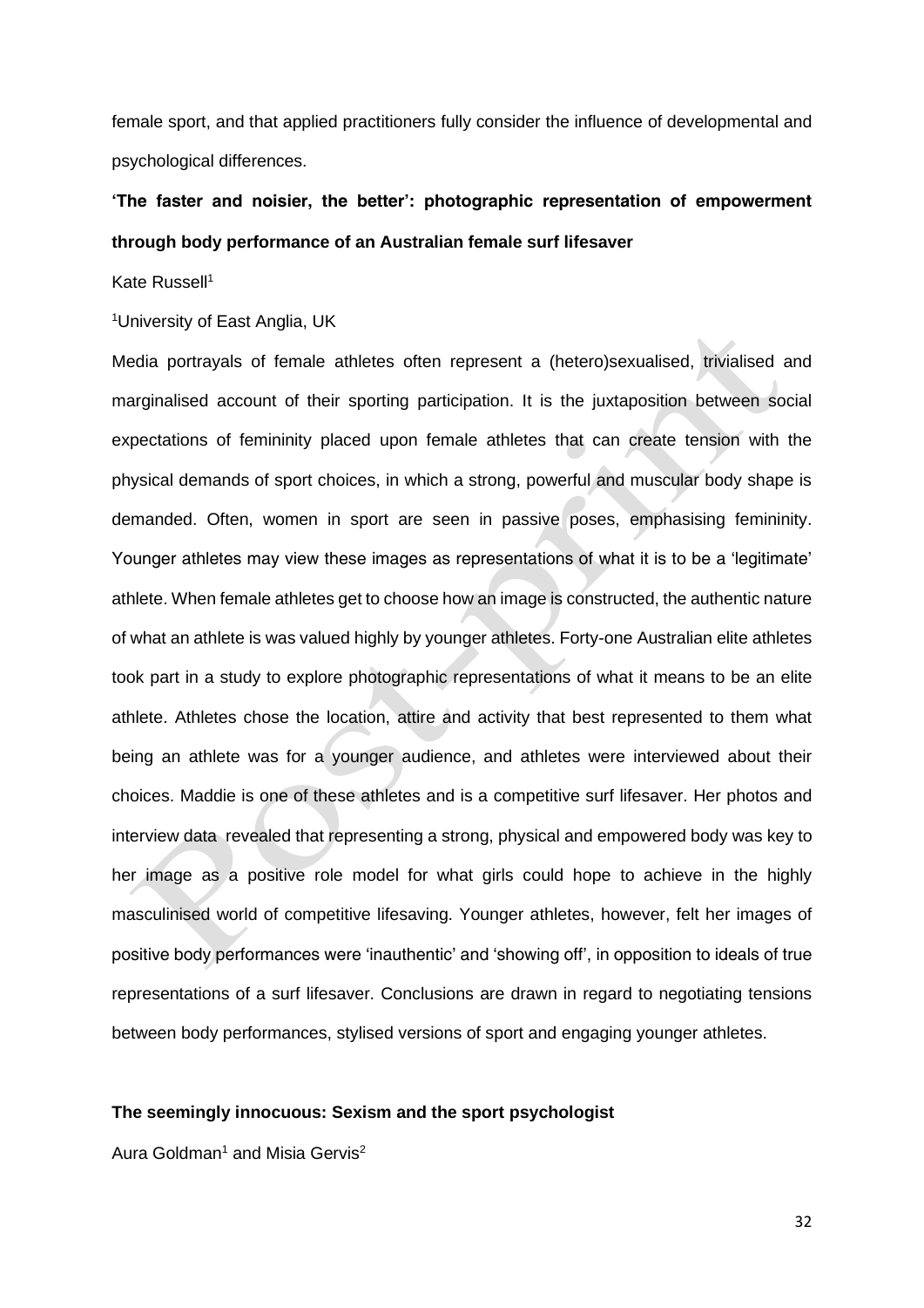female sport, and that applied practitioners fully consider the influence of developmental and psychological differences.

**'The faster and noisier, the better': photographic representation of empowerment through body performance of an Australian female surf lifesaver**

Kate Russell[1]

[1]University of East Anglia, UK

Media portrayals of female athletes often represent a (hetero)sexualised, trivialised and marginalised account of their sporting participation. It is the juxtaposition between social expectations of femininity placed upon female athletes that can create tension with the physical demands of sport choices, in which a strong, powerful and muscular body shape is demanded. Often, women in sport are seen in passive poses, emphasising femininity. Younger athletes may view these images as representations of what it is to be a 'legitimate' athlete. When female athletes get to choose how an image is constructed, the authentic nature of what an athlete is was valued highly by younger athletes. Forty-one Australian elite athletes took part in a study to explore photographic representations of what it means to be an elite athlete. Athletes chose the location, attire and activity that best represented to them what being an athlete was for a younger audience, and athletes were interviewed about their choices. Maddie is one of these athletes and is a competitive surf lifesaver. Her photos and interview data revealed that representing a strong, physical and empowered body was key to her image as a positive role model for what girls could hope to achieve in the highly masculinised world of competitive lifesaving. Younger athletes, however, felt her images of positive body performances were 'inauthentic' and 'showing off', in opposition to ideals of true representations of a surf lifesaver. Conclusions are drawn in regard to negotiating tensions between body performances, stylised versions of sport and engaging younger athletes.

**The seemingly innocuous: Sexism and the sport psychologist**

Aura Goldman[1] and Misia Gervis[2]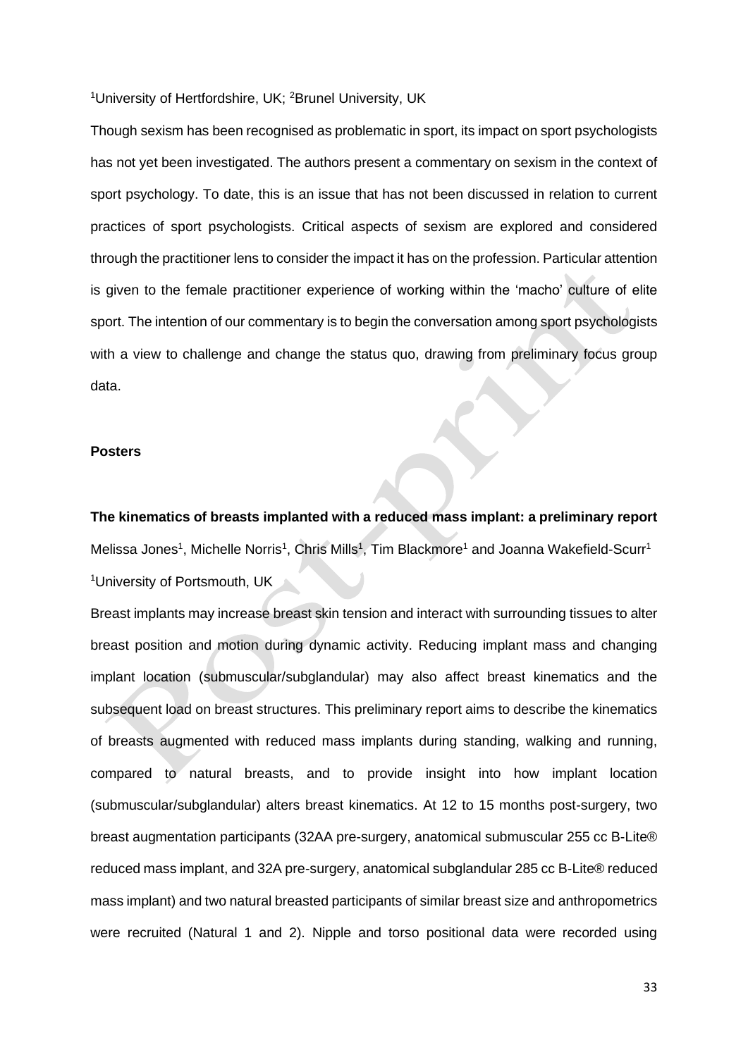[1]University of Hertfordshire, UK; [2]Brunel University, UK

Though sexism has been recognised as problematic in sport, its impact on sport psychologists has not yet been investigated. The authors present a commentary on sexism in the context of sport psychology. To date, this is an issue that has not been discussed in relation to current practices of sport psychologists. Critical aspects of sexism are explored and considered through the practitioner lens to consider the impact it has on the profession. Particular attention is given to the female practitioner experience of working within the 'macho' culture of elite sport. The intention of our commentary is to begin the conversation among sport psychologists with a view to challenge and change the status quo, drawing from preliminary focus group data.

**Posters**

**The kinematics of breasts implanted with a reduced mass implant: a preliminary report**

Melissa Jones[1], Michelle Norris[1], Chris Mills[1], Tim Blackmore[1] and Joanna Wakefield-Scurr[1]

[1]University of Portsmouth, UK

Breast implants may increase breast skin tension and interact with surrounding tissues to alter breast position and motion during dynamic activity. Reducing implant mass and changing implant location (submuscular/subglandular) may also affect breast kinematics and the subsequent load on breast structures. This preliminary report aims to describe the kinematics of breasts augmented with reduced mass implants during standing, walking and running, compared to natural breasts, and to provide insight into how implant location (submuscular/subglandular) alters breast kinematics. At 12 to 15 months post-surgery, two breast augmentation participants (32AA pre-surgery, anatomical submuscular 255 cc B-Lite® reduced mass implant, and 32A pre-surgery, anatomical subglandular 285 cc B-Lite® reduced mass implant) and two natural breasted participants of similar breast size and anthropometrics were recruited (Natural 1 and 2). Nipple and torso positional data were recorded using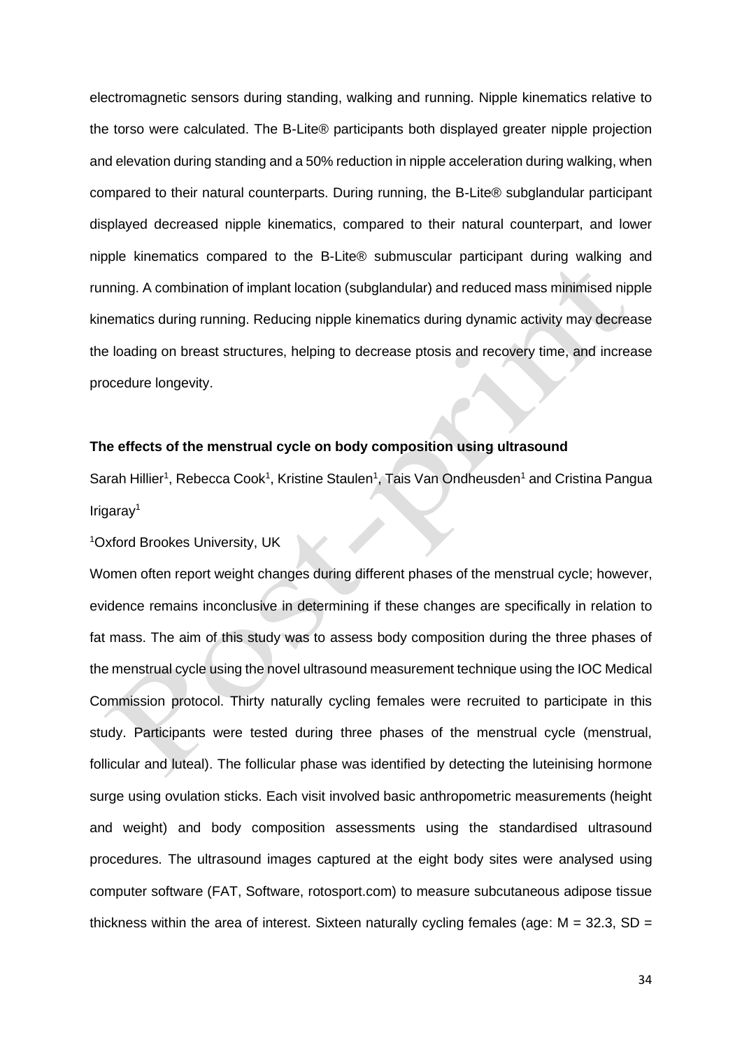electromagnetic sensors during standing, walking and running. Nipple kinematics relative to the torso were calculated. The B-Lite® participants both displayed greater nipple projection and elevation during standing and a 50% reduction in nipple acceleration during walking, when compared to their natural counterparts. During running, the B-Lite® subglandular participant displayed decreased nipple kinematics, compared to their natural counterpart, and lower nipple kinematics compared to the B-Lite® submuscular participant during walking and running. A combination of implant location (subglandular) and reduced mass minimised nipple kinematics during running. Reducing nipple kinematics during dynamic activity may decrease the loading on breast structures, helping to decrease ptosis and recovery time, and increase procedure longevity.

**The effects of the menstrual cycle on body composition using ultrasound**

Sarah Hillier[1], Rebecca Cook[1], Kristine Staulen[1], Tais Van Ondheusden[1] and Cristina Pangua Irigaray[1]

[1]Oxford Brookes University, UK

Women often report weight changes during different phases of the menstrual cycle; however, evidence remains inconclusive in determining if these changes are specifically in relation to fat mass. The aim of this study was to assess body composition during the three phases of the menstrual cycle using the novel ultrasound measurement technique using the IOC Medical Commission protocol. Thirty naturally cycling females were recruited to participate in this study. Participants were tested during three phases of the menstrual cycle (menstrual, follicular and luteal). The follicular phase was identified by detecting the luteinising hormone surge using ovulation sticks. Each visit involved basic anthropometric measurements (height and weight) and body composition assessments using the standardised ultrasound procedures. The ultrasound images captured at the eight body sites were analysed using computer software (FAT, Software, rotosport.com) to measure subcutaneous adipose tissue thickness within the area of interest. Sixteen naturally cycling females (age: M = 32.3, SD =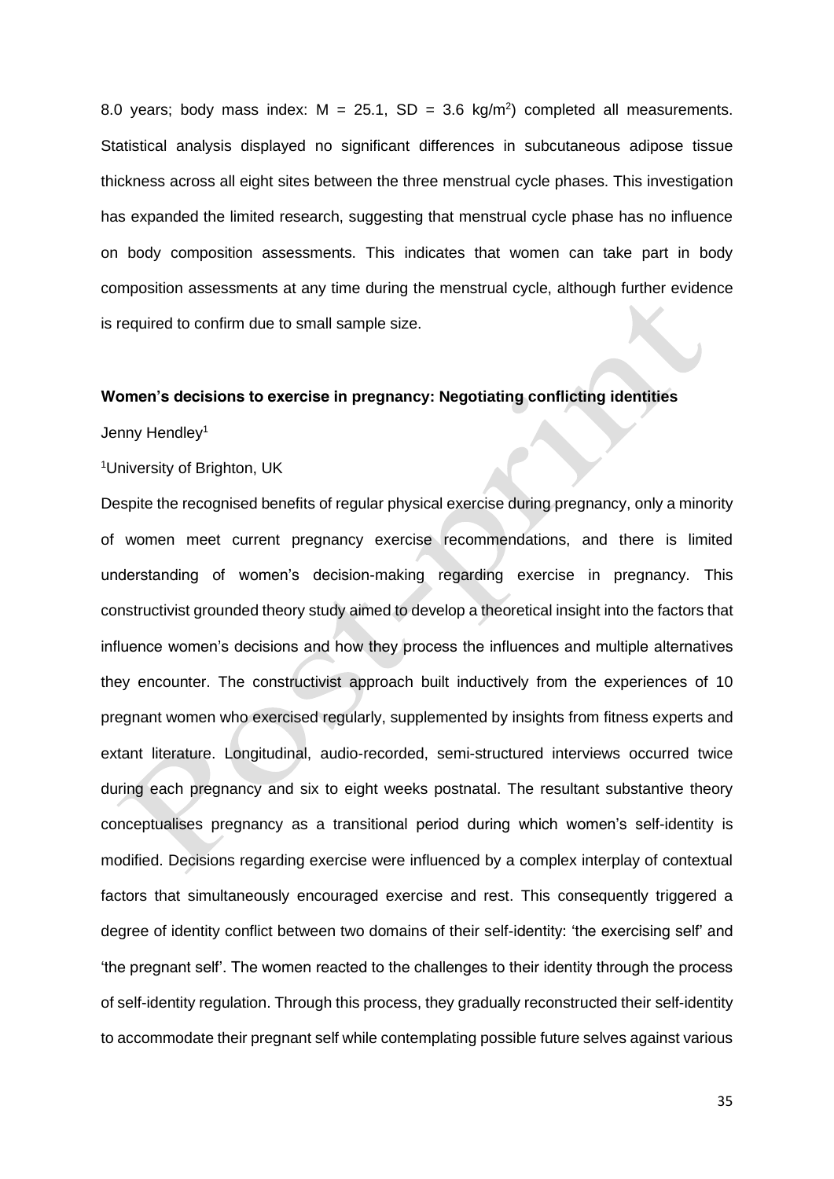8.0 years; body mass index: M = 25.1, SD = 3.6 kg/m$^2$) completed all measurements. Statistical analysis displayed no significant differences in subcutaneous adipose tissue thickness across all eight sites between the three menstrual cycle phases. This investigation has expanded the limited research, suggesting that menstrual cycle phase has no influence on body composition assessments. This indicates that women can take part in body composition assessments at any time during the menstrual cycle, although further evidence is required to confirm due to small sample size.

**Women's decisions to exercise in pregnancy: Negotiating conflicting identities**

Jenny Hendley[1]

[1]University of Brighton, UK

Despite the recognised benefits of regular physical exercise during pregnancy, only a minority of women meet current pregnancy exercise recommendations, and there is limited understanding of women's decision-making regarding exercise in pregnancy. This constructivist grounded theory study aimed to develop a theoretical insight into the factors that influence women's decisions and how they process the influences and multiple alternatives they encounter. The constructivist approach built inductively from the experiences of 10 pregnant women who exercised regularly, supplemented by insights from fitness experts and extant literature. Longitudinal, audio-recorded, semi-structured interviews occurred twice during each pregnancy and six to eight weeks postnatal. The resultant substantive theory conceptualises pregnancy as a transitional period during which women's self-identity is modified. Decisions regarding exercise were influenced by a complex interplay of contextual factors that simultaneously encouraged exercise and rest. This consequently triggered a degree of identity conflict between two domains of their self-identity: 'the exercising self' and 'the pregnant self'. The women reacted to the challenges to their identity through the process of self-identity regulation. Through this process, they gradually reconstructed their self-identity to accommodate their pregnant self while contemplating possible future selves against various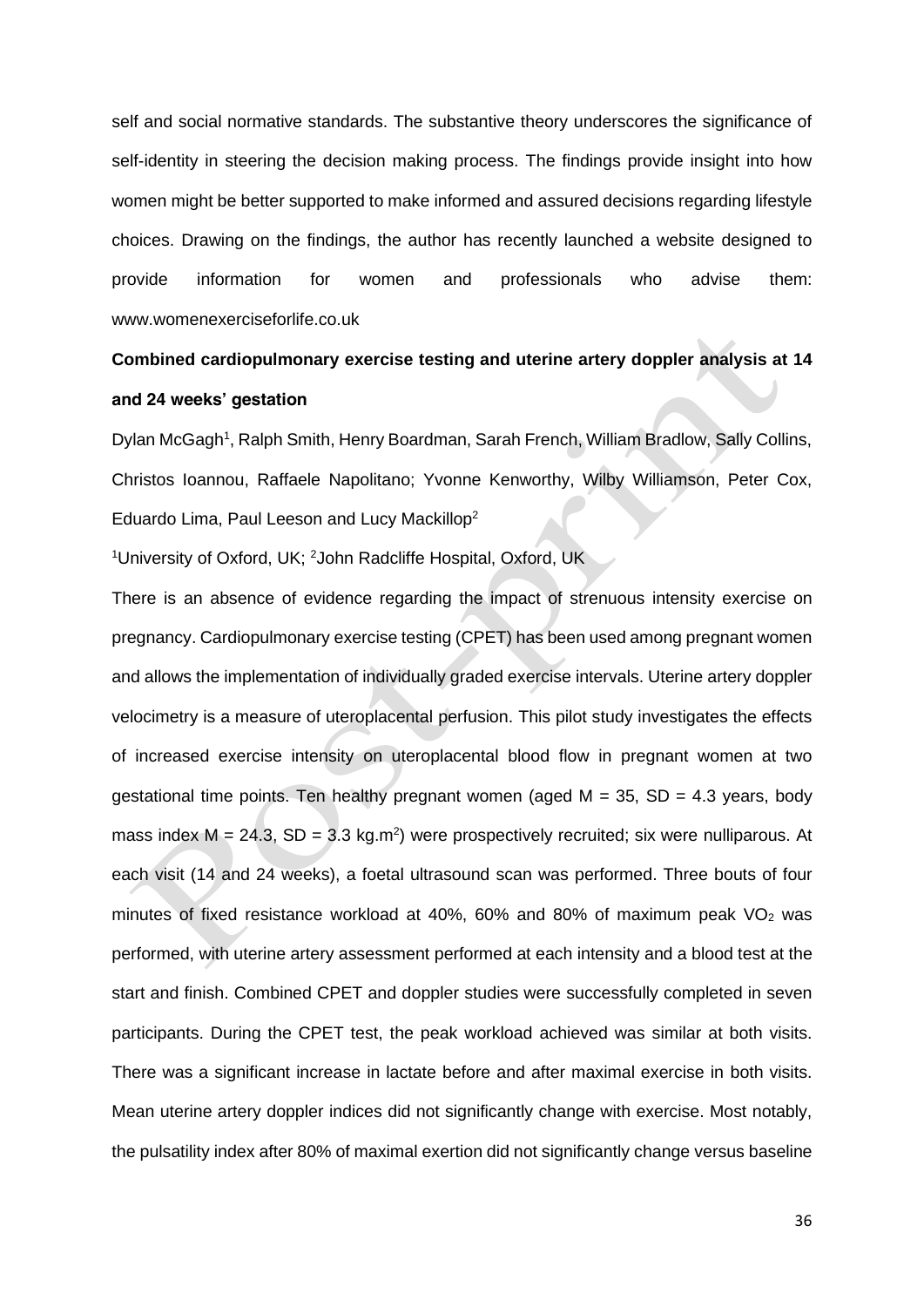self and social normative standards. The substantive theory underscores the significance of self-identity in steering the decision making process. The findings provide insight into how women might be better supported to make informed and assured decisions regarding lifestyle choices. Drawing on the findings, the author has recently launched a website designed to provide information for women and professionals who advise them: www.womenexerciseforlife.co.uk

**Combined cardiopulmonary exercise testing and uterine artery doppler analysis at 14 and 24 weeks' gestation**

Dylan McGagh[1], Ralph Smith, Henry Boardman, Sarah French, William Bradlow, Sally Collins, Christos Ioannou, Raffaele Napolitano; Yvonne Kenworthy, Wilby Williamson, Peter Cox, Eduardo Lima, Paul Leeson and Lucy Mackillop[2]

[1]University of Oxford, UK; [2]John Radcliffe Hospital, Oxford, UK

There is an absence of evidence regarding the impact of strenuous intensity exercise on pregnancy. Cardiopulmonary exercise testing (CPET) has been used among pregnant women and allows the implementation of individually graded exercise intervals. Uterine artery doppler velocimetry is a measure of uteroplacental perfusion. This pilot study investigates the effects of increased exercise intensity on uteroplacental blood flow in pregnant women at two gestational time points. Ten healthy pregnant women (aged M = 35, SD = 4.3 years, body mass index M = 24.3, SD = 3.3 kg.m$^2$) were prospectively recruited; six were nulliparous. At each visit (14 and 24 weeks), a foetal ultrasound scan was performed. Three bouts of four minutes of fixed resistance workload at 40%, 60% and 80% of maximum peak $VO_2$ was performed, with uterine artery assessment performed at each intensity and a blood test at the start and finish. Combined CPET and doppler studies were successfully completed in seven participants. During the CPET test, the peak workload achieved was similar at both visits. There was a significant increase in lactate before and after maximal exercise in both visits. Mean uterine artery doppler indices did not significantly change with exercise. Most notably, the pulsatility index after 80% of maximal exertion did not significantly change versus baseline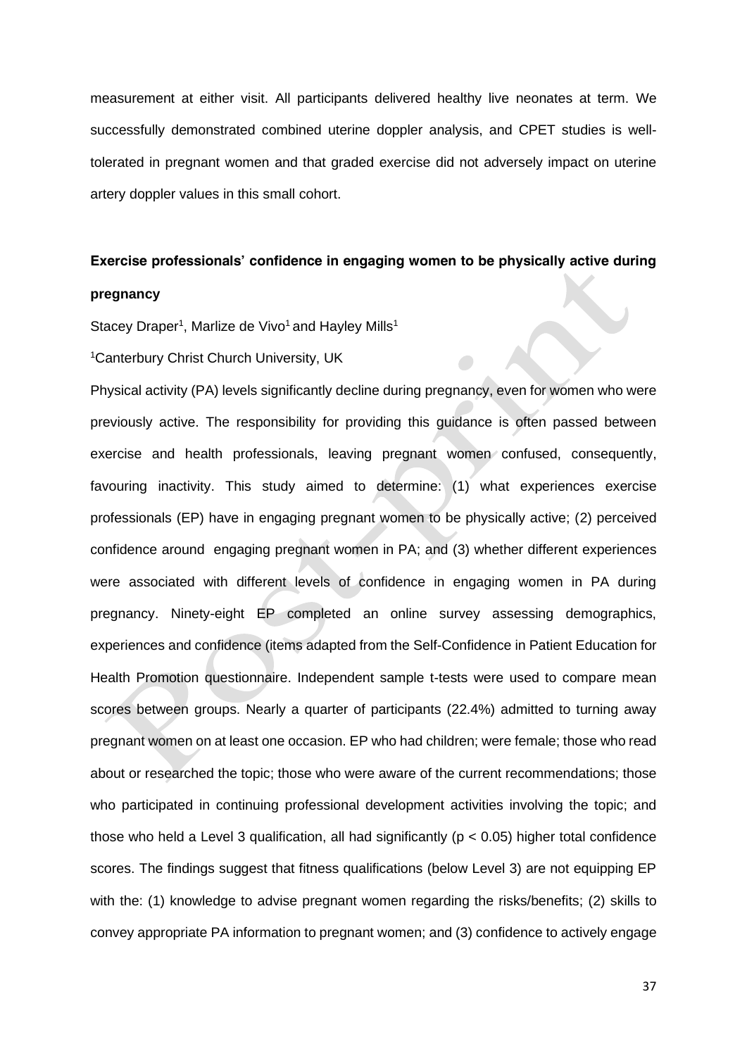measurement at either visit. All participants delivered healthy live neonates at term. We successfully demonstrated combined uterine doppler analysis, and CPET studies is well-tolerated in pregnant women and that graded exercise did not adversely impact on uterine artery doppler values in this small cohort.

**Exercise professionals' confidence in engaging women to be physically active during pregnancy**

Stacey Draper[1], Marlize de Vivo[1] and Hayley Mills[1]

[1]Canterbury Christ Church University, UK

Physical activity (PA) levels significantly decline during pregnancy, even for women who were previously active. The responsibility for providing this guidance is often passed between exercise and health professionals, leaving pregnant women confused, consequently, favouring inactivity. This study aimed to determine: (1) what experiences exercise professionals (EP) have in engaging pregnant women to be physically active; (2) perceived confidence around engaging pregnant women in PA; and (3) whether different experiences were associated with different levels of confidence in engaging women in PA during pregnancy. Ninety-eight EP completed an online survey assessing demographics, experiences and confidence (items adapted from the Self-Confidence in Patient Education for Health Promotion questionnaire. Independent sample t-tests were used to compare mean scores between groups. Nearly a quarter of participants (22.4%) admitted to turning away pregnant women on at least one occasion. EP who had children; were female; those who read about or researched the topic; those who were aware of the current recommendations; those who participated in continuing professional development activities involving the topic; and those who held a Level 3 qualification, all had significantly ($p < 0.05$) higher total confidence scores. The findings suggest that fitness qualifications (below Level 3) are not equipping EP with the: (1) knowledge to advise pregnant women regarding the risks/benefits; (2) skills to convey appropriate PA information to pregnant women; and (3) confidence to actively engage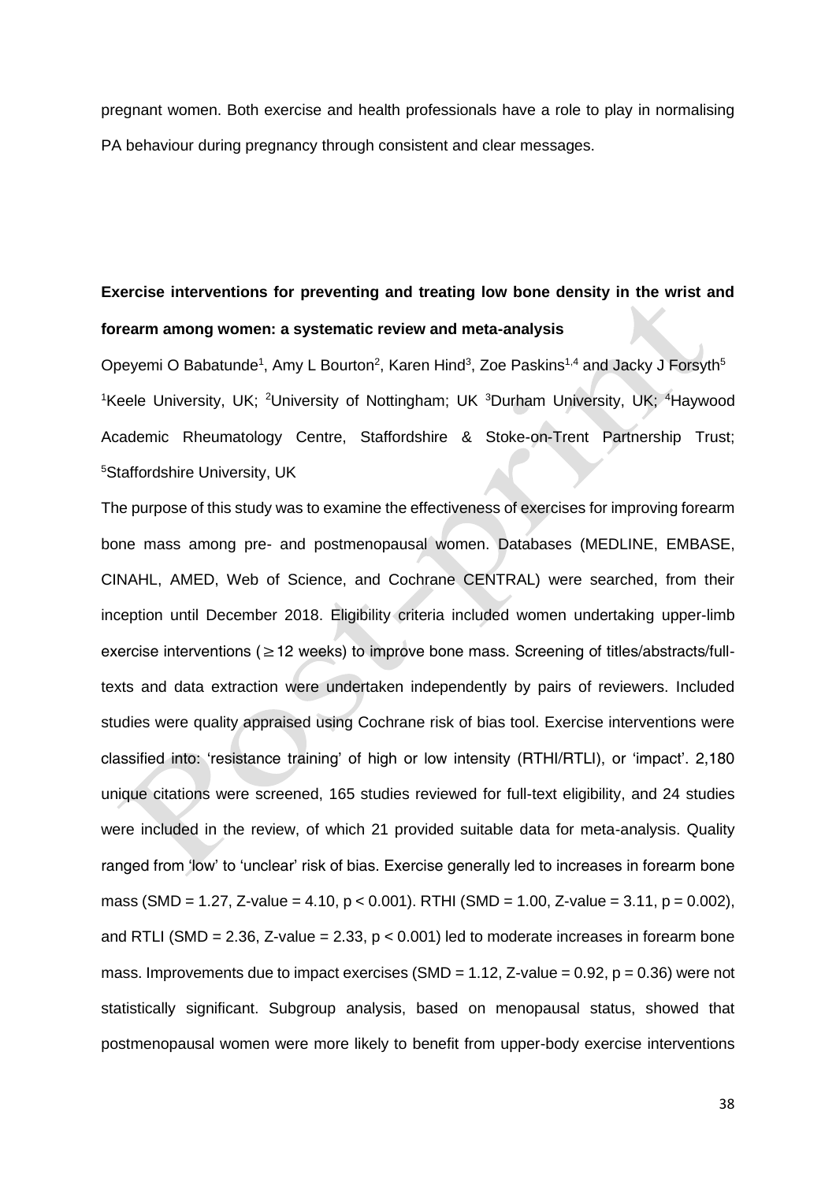pregnant women. Both exercise and health professionals have a role to play in normalising PA behaviour during pregnancy through consistent and clear messages.

**Exercise interventions for preventing and treating low bone density in the wrist and forearm among women: a systematic review and meta-analysis**

Opeyemi O Babatunde[1], Amy L Bourton[2], Karen Hind[3], Zoe Paskins[1,4] and Jacky J Forsyth[5]

[1]Keele University, UK; [2]University of Nottingham; UK [3]Durham University, UK; [4]Haywood Academic Rheumatology Centre, Staffordshire & Stoke-on-Trent Partnership Trust; [5]Staffordshire University, UK

The purpose of this study was to examine the effectiveness of exercises for improving forearm bone mass among pre- and postmenopausal women. Databases (MEDLINE, EMBASE, CINAHL, AMED, Web of Science, and Cochrane CENTRAL) were searched, from their inception until December 2018. Eligibility criteria included women undertaking upper-limb exercise interventions ($\geq$12 weeks) to improve bone mass. Screening of titles/abstracts/full-texts and data extraction were undertaken independently by pairs of reviewers. Included studies were quality appraised using Cochrane risk of bias tool. Exercise interventions were classified into: 'resistance training' of high or low intensity (RTHI/RTLI), or 'impact'. 2,180 unique citations were screened, 165 studies reviewed for full-text eligibility, and 24 studies were included in the review, of which 21 provided suitable data for meta-analysis. Quality ranged from 'low' to 'unclear' risk of bias. Exercise generally led to increases in forearm bone mass (SMD = 1.27, Z-value = 4.10, $p < 0.001$). RTHI (SMD = 1.00, Z-value = 3.11, $p = 0.002$), and RTLI (SMD = 2.36, Z-value = 2.33, $p < 0.001$) led to moderate increases in forearm bone mass. Improvements due to impact exercises (SMD = 1.12, Z-value = 0.92, $p = 0.36$) were not statistically significant. Subgroup analysis, based on menopausal status, showed that postmenopausal women were more likely to benefit from upper-body exercise interventions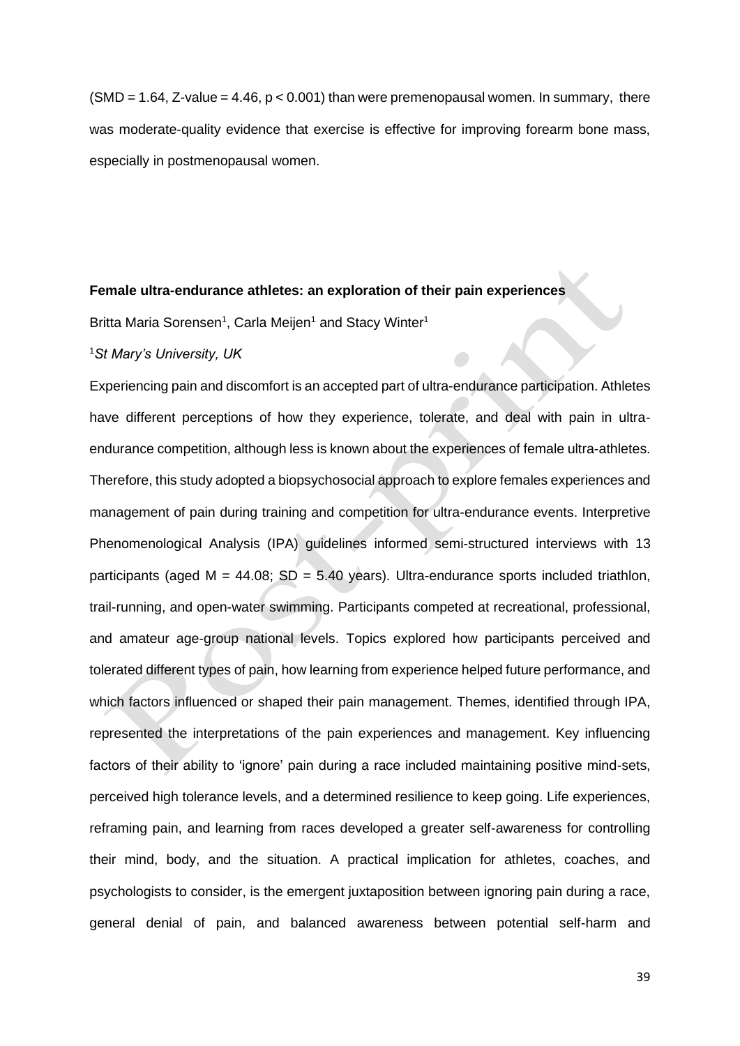(SMD = 1.64, Z-value = 4.46, $p < 0.001$) than were premenopausal women. In summary, there was moderate-quality evidence that exercise is effective for improving forearm bone mass, especially in postmenopausal women.

**Female ultra-endurance athletes: an exploration of their pain experiences**

Britta Maria Sorensen[1], Carla Meijen[1] and Stacy Winter[1]

[1]*St Mary's University, UK*

Experiencing pain and discomfort is an accepted part of ultra-endurance participation. Athletes have different perceptions of how they experience, tolerate, and deal with pain in ultra-endurance competition, although less is known about the experiences of female ultra-athletes. Therefore, this study adopted a biopsychosocial approach to explore females experiences and management of pain during training and competition for ultra-endurance events. Interpretive Phenomenological Analysis (IPA) guidelines informed semi-structured interviews with 13 participants (aged M = 44.08; SD = 5.40 years). Ultra-endurance sports included triathlon, trail-running, and open-water swimming. Participants competed at recreational, professional, and amateur age-group national levels. Topics explored how participants perceived and tolerated different types of pain, how learning from experience helped future performance, and which factors influenced or shaped their pain management. Themes, identified through IPA, represented the interpretations of the pain experiences and management. Key influencing factors of their ability to 'ignore' pain during a race included maintaining positive mind-sets, perceived high tolerance levels, and a determined resilience to keep going. Life experiences, reframing pain, and learning from races developed a greater self-awareness for controlling their mind, body, and the situation. A practical implication for athletes, coaches, and psychologists to consider, is the emergent juxtaposition between ignoring pain during a race, general denial of pain, and balanced awareness between potential self-harm and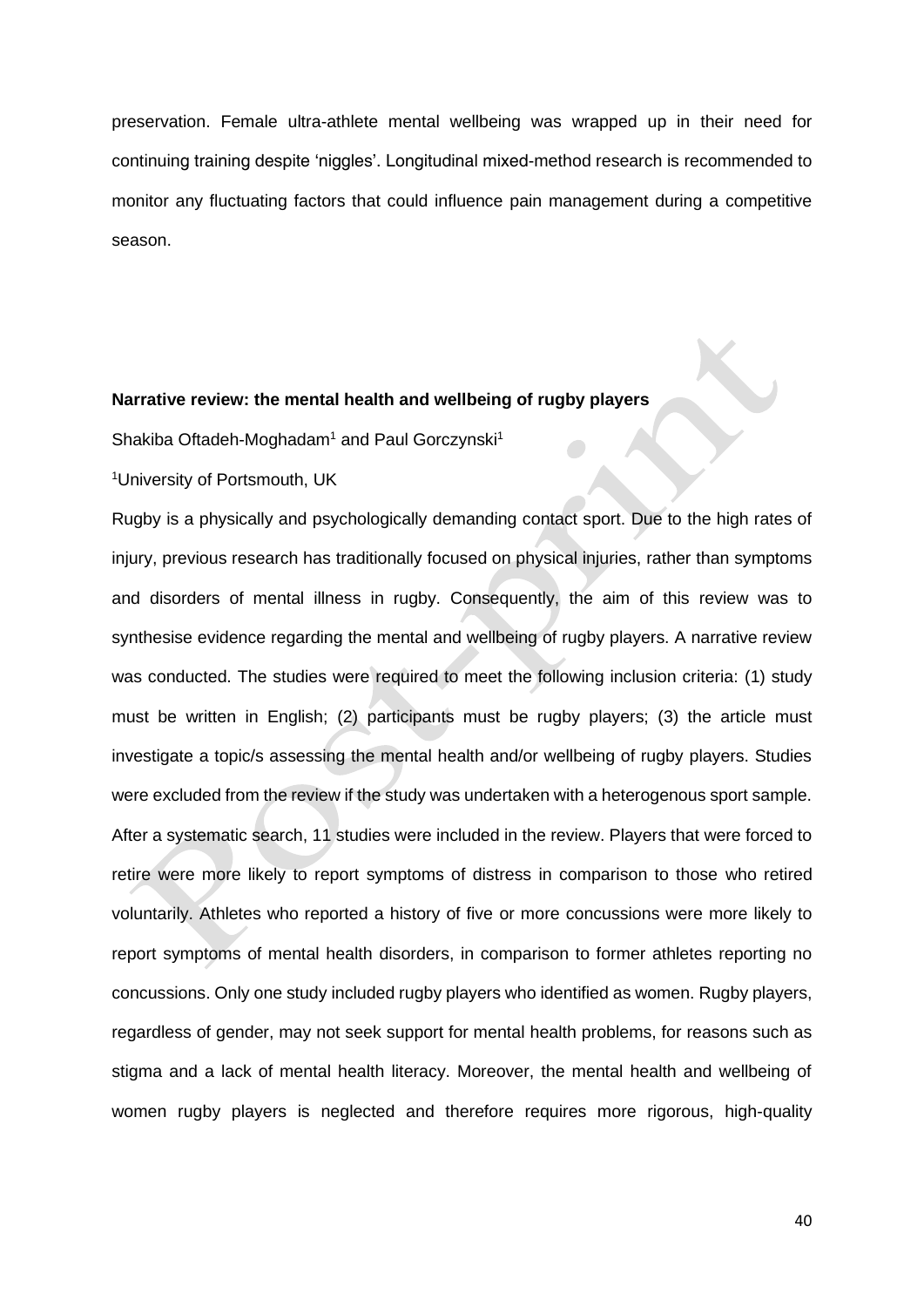preservation. Female ultra-athlete mental wellbeing was wrapped up in their need for continuing training despite 'niggles'. Longitudinal mixed-method research is recommended to monitor any fluctuating factors that could influence pain management during a competitive season.

**Narrative review: the mental health and wellbeing of rugby players**

Shakiba Oftadeh-Moghadam[1] and Paul Gorczynski[1]

[1]University of Portsmouth, UK

Rugby is a physically and psychologically demanding contact sport. Due to the high rates of injury, previous research has traditionally focused on physical injuries, rather than symptoms and disorders of mental illness in rugby. Consequently, the aim of this review was to synthesise evidence regarding the mental and wellbeing of rugby players. A narrative review was conducted. The studies were required to meet the following inclusion criteria: (1) study must be written in English; (2) participants must be rugby players; (3) the article must investigate a topic/s assessing the mental health and/or wellbeing of rugby players. Studies were excluded from the review if the study was undertaken with a heterogenous sport sample. After a systematic search, 11 studies were included in the review. Players that were forced to retire were more likely to report symptoms of distress in comparison to those who retired voluntarily. Athletes who reported a history of five or more concussions were more likely to report symptoms of mental health disorders, in comparison to former athletes reporting no concussions. Only one study included rugby players who identified as women. Rugby players, regardless of gender, may not seek support for mental health problems, for reasons such as stigma and a lack of mental health literacy. Moreover, the mental health and wellbeing of women rugby players is neglected and therefore requires more rigorous, high-quality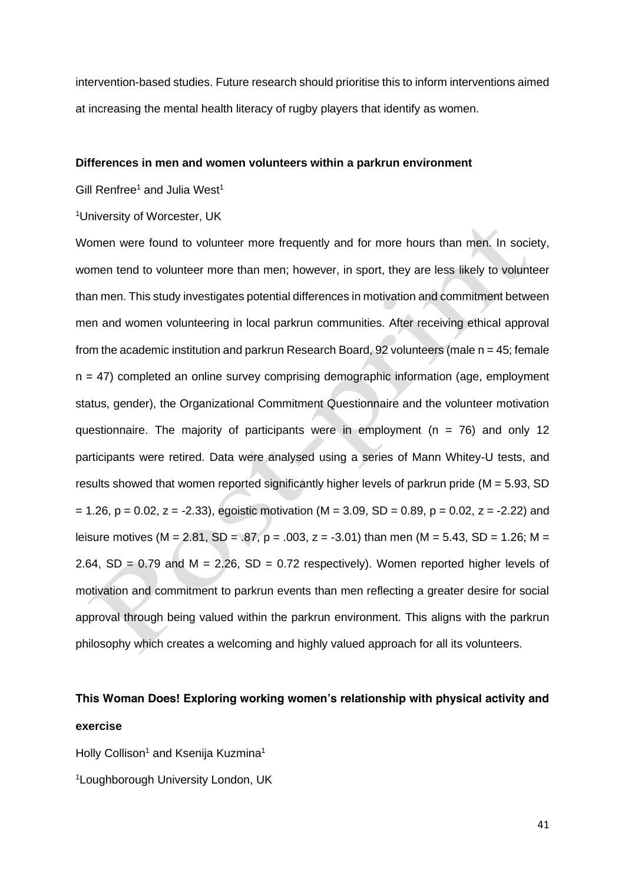intervention-based studies. Future research should prioritise this to inform interventions aimed at increasing the mental health literacy of rugby players that identify as women.

**Differences in men and women volunteers within a parkrun environment**

Gill Renfree[1] and Julia West[1]

[1]University of Worcester, UK

Women were found to volunteer more frequently and for more hours than men. In society, women tend to volunteer more than men; however, in sport, they are less likely to volunteer than men. This study investigates potential differences in motivation and commitment between men and women volunteering in local parkrun communities. After receiving ethical approval from the academic institution and parkrun Research Board, 92 volunteers (male $n = 45$; female $n = 47$) completed an online survey comprising demographic information (age, employment status, gender), the Organizational Commitment Questionnaire and the volunteer motivation questionnaire. The majority of participants were in employment ($n = 76$) and only 12 participants were retired. Data were analysed using a series of Mann Whitey-U tests, and results showed that women reported significantly higher levels of parkrun pride ($M = 5.93$, $SD = 1.26$, $p = 0.02$, $z = -2.33$), egoistic motivation ($M = 3.09$, $SD = 0.89$, $p = 0.02$, $z = -2.22$) and leisure motives ($M = 2.81$, $SD = .87$, $p = .003$, $z = -3.01$) than men ($M = 5.43$, $SD = 1.26$; $M = 2.64$, $SD = 0.79$ and $M = 2.26$, $SD = 0.72$ respectively). Women reported higher levels of motivation and commitment to parkrun events than men reflecting a greater desire for social approval through being valued within the parkrun environment. This aligns with the parkrun philosophy which creates a welcoming and highly valued approach for all its volunteers.

**This Woman Does! Exploring working women's relationship with physical activity and exercise**

Holly Collison[1] and Ksenija Kuzmina[1]

[1]Loughborough University London, UK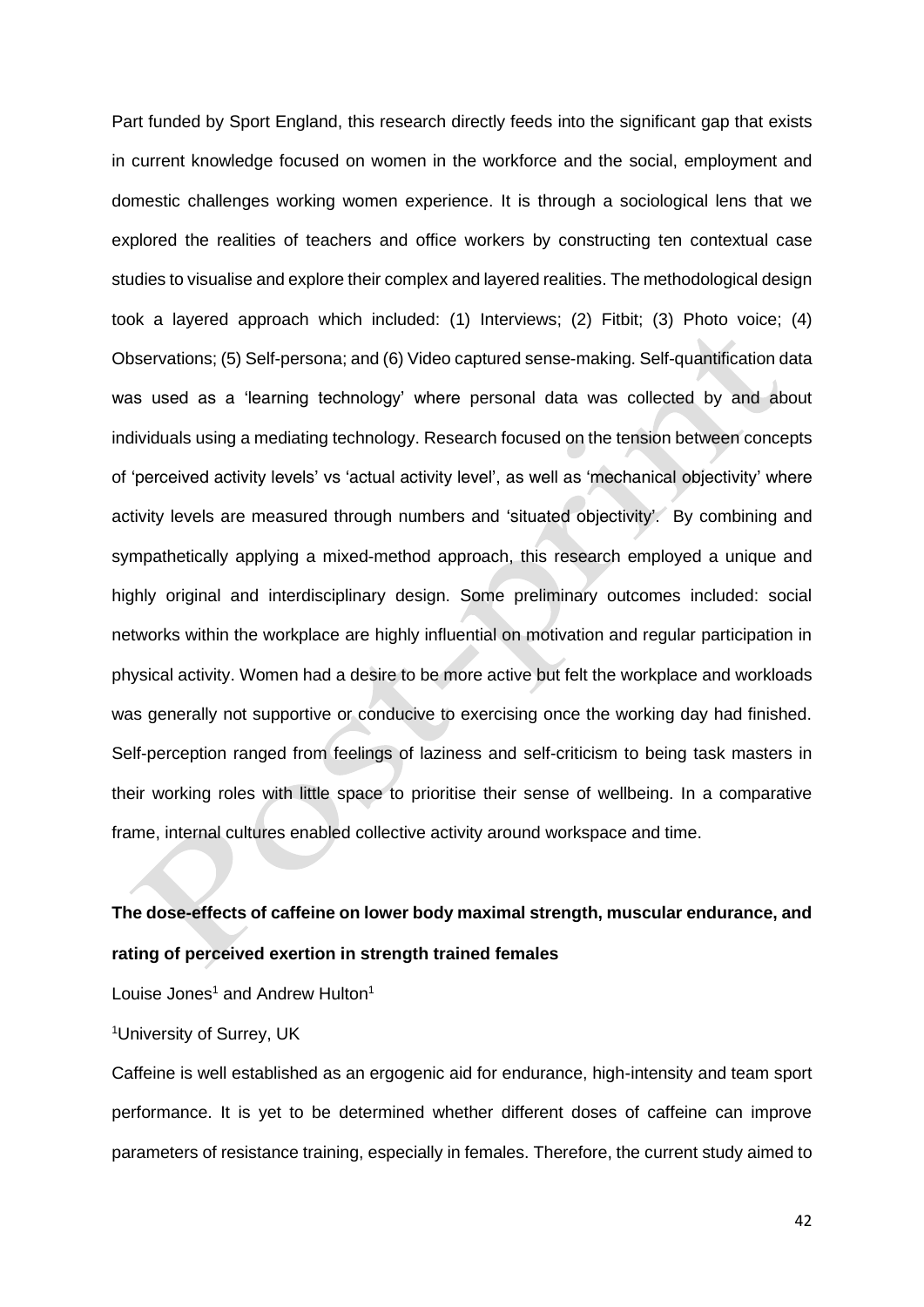Part funded by Sport England, this research directly feeds into the significant gap that exists in current knowledge focused on women in the workforce and the social, employment and domestic challenges working women experience. It is through a sociological lens that we explored the realities of teachers and office workers by constructing ten contextual case studies to visualise and explore their complex and layered realities. The methodological design took a layered approach which included: (1) Interviews; (2) Fitbit; (3) Photo voice; (4) Observations; (5) Self-persona; and (6) Video captured sense-making. Self-quantification data was used as a 'learning technology' where personal data was collected by and about individuals using a mediating technology. Research focused on the tension between concepts of 'perceived activity levels' vs 'actual activity level', as well as 'mechanical objectivity' where activity levels are measured through numbers and 'situated objectivity'. By combining and sympathetically applying a mixed-method approach, this research employed a unique and highly original and interdisciplinary design. Some preliminary outcomes included: social networks within the workplace are highly influential on motivation and regular participation in physical activity. Women had a desire to be more active but felt the workplace and workloads was generally not supportive or conducive to exercising once the working day had finished. Self-perception ranged from feelings of laziness and self-criticism to being task masters in their working roles with little space to prioritise their sense of wellbeing. In a comparative frame, internal cultures enabled collective activity around workspace and time.

**The dose-effects of caffeine on lower body maximal strength, muscular endurance, and rating of perceived exertion in strength trained females**

Louise Jones[1] and Andrew Hulton[1]

[1]University of Surrey, UK

Caffeine is well established as an ergogenic aid for endurance, high-intensity and team sport performance. It is yet to be determined whether different doses of caffeine can improve parameters of resistance training, especially in females. Therefore, the current study aimed to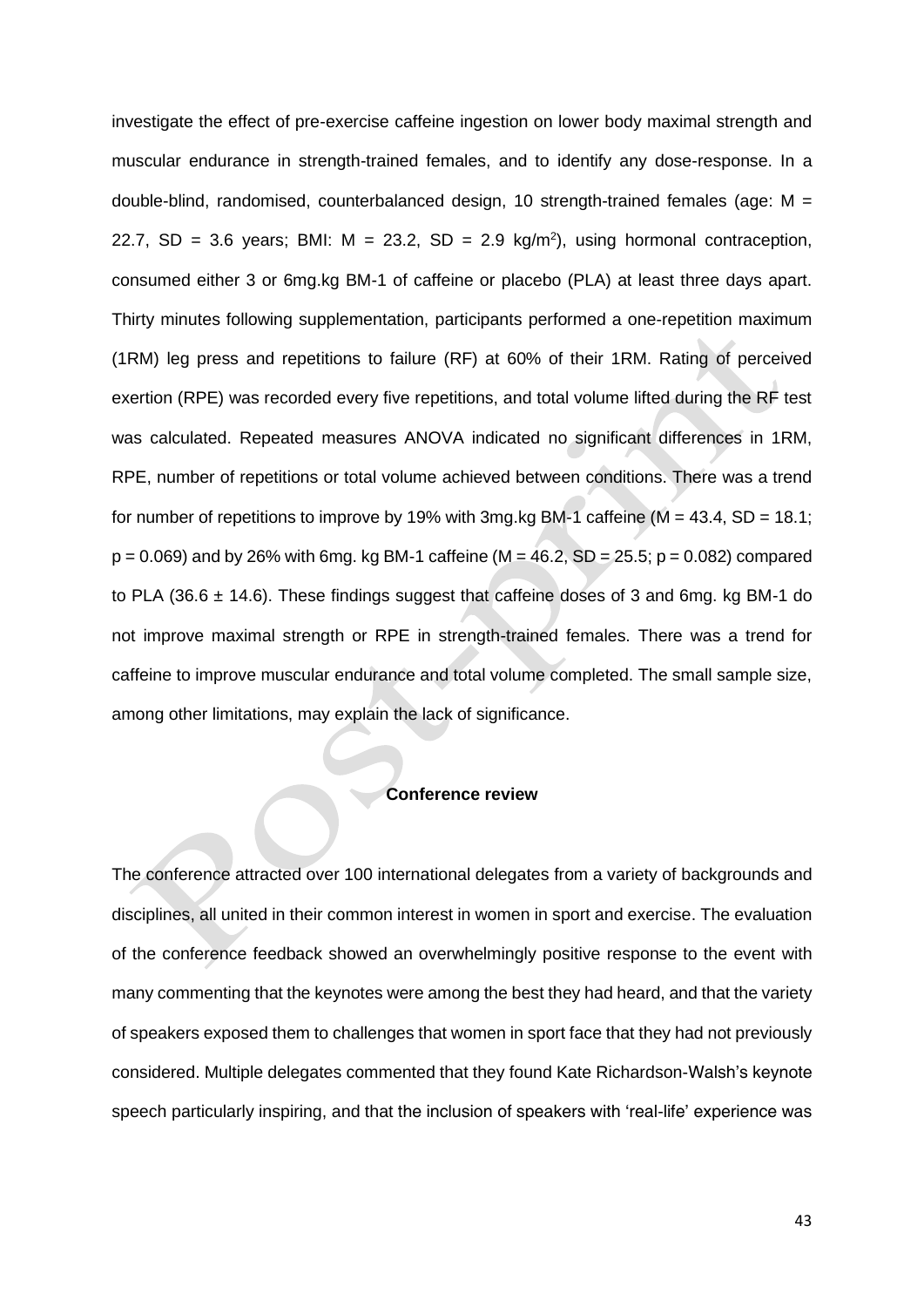investigate the effect of pre-exercise caffeine ingestion on lower body maximal strength and muscular endurance in strength-trained females, and to identify any dose-response. In a double-blind, randomised, counterbalanced design, 10 strength-trained females (age: M = 22.7, SD = 3.6 years; BMI: M = 23.2, SD = 2.9 kg/m$^2$), using hormonal contraception, consumed either 3 or 6mg.kg BM-1 of caffeine or placebo (PLA) at least three days apart. Thirty minutes following supplementation, participants performed a one-repetition maximum (1RM) leg press and repetitions to failure (RF) at 60% of their 1RM. Rating of perceived exertion (RPE) was recorded every five repetitions, and total volume lifted during the RF test was calculated. Repeated measures ANOVA indicated no significant differences in 1RM, RPE, number of repetitions or total volume achieved between conditions. There was a trend for number of repetitions to improve by 19% with 3mg.kg BM-1 caffeine (M = 43.4, SD = 18.1; $p = 0.069$) and by 26% with 6mg. kg BM-1 caffeine (M = 46.2, SD = 25.5; $p = 0.082$) compared to PLA (36.6 ± 14.6). These findings suggest that caffeine doses of 3 and 6mg. kg BM-1 do not improve maximal strength or RPE in strength-trained females. There was a trend for caffeine to improve muscular endurance and total volume completed. The small sample size, among other limitations, may explain the lack of significance.

**Conference review**

The conference attracted over 100 international delegates from a variety of backgrounds and disciplines, all united in their common interest in women in sport and exercise. The evaluation of the conference feedback showed an overwhelmingly positive response to the event with many commenting that the keynotes were among the best they had heard, and that the variety of speakers exposed them to challenges that women in sport face that they had not previously considered. Multiple delegates commented that they found Kate Richardson-Walsh's keynote speech particularly inspiring, and that the inclusion of speakers with 'real-life' experience was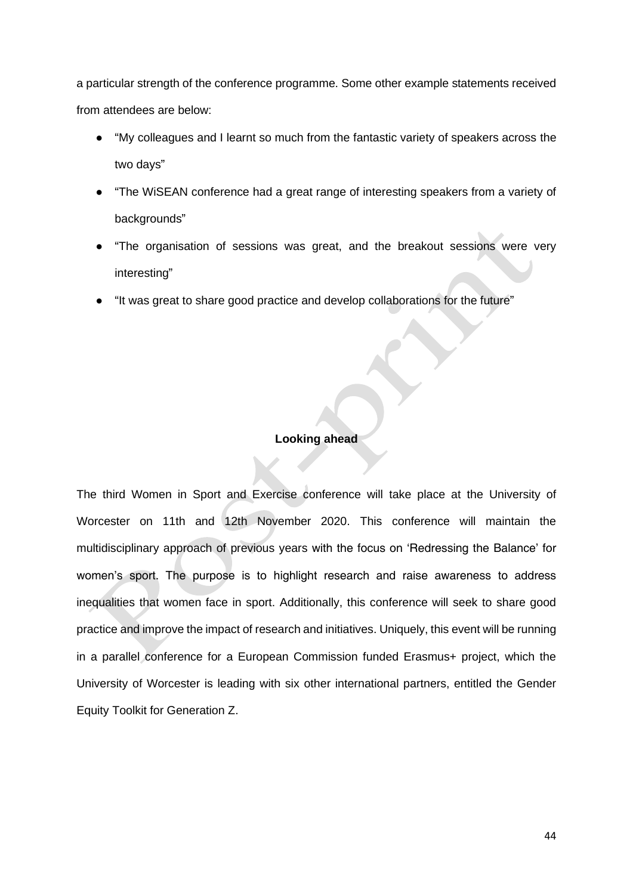a particular strength of the conference programme. Some other example statements received from attendees are below:

- "My colleagues and I learnt so much from the fantastic variety of speakers across the two days"
- "The WiSEAN conference had a great range of interesting speakers from a variety of backgrounds"
- "The organisation of sessions was great, and the breakout sessions were very interesting"
- "It was great to share good practice and develop collaborations for the future"

## Looking ahead

The third Women in Sport and Exercise conference will take place at the University of Worcester on 11th and 12th November 2020. This conference will maintain the multidisciplinary approach of previous years with the focus on 'Redressing the Balance' for women's sport. The purpose is to highlight research and raise awareness to address inequalities that women face in sport. Additionally, this conference will seek to share good practice and improve the impact of research and initiatives. Uniquely, this event will be running in a parallel conference for a European Commission funded Erasmus+ project, which the University of Worcester is leading with six other international partners, entitled the Gender Equity Toolkit for Generation Z.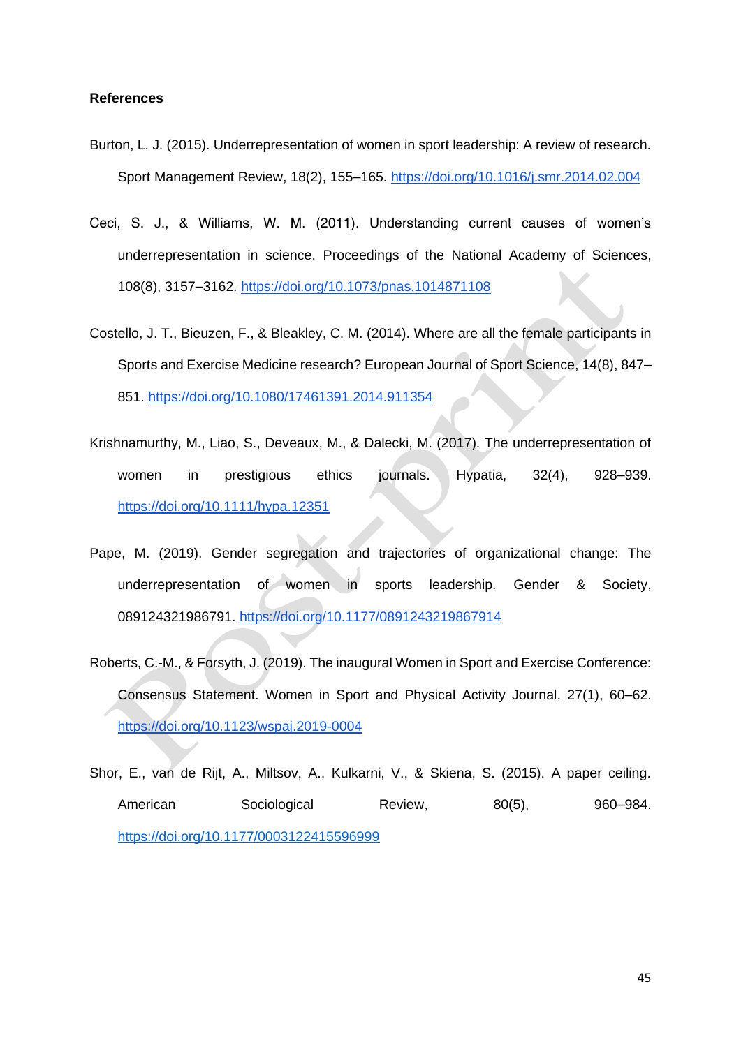**References**

Burton, L. J. (2015). Underrepresentation of women in sport leadership: A review of research. Sport Management Review, 18(2), 155–165. https://doi.org/10.1016/j.smr.2014.02.004

Ceci, S. J., & Williams, W. M. (2011). Understanding current causes of women's underrepresentation in science. Proceedings of the National Academy of Sciences, 108(8), 3157–3162. https://doi.org/10.1073/pnas.1014871108

Costello, J. T., Bieuzen, F., & Bleakley, C. M. (2014). Where are all the female participants in Sports and Exercise Medicine research? European Journal of Sport Science, 14(8), 847–851. https://doi.org/10.1080/17461391.2014.911354

Krishnamurthy, M., Liao, S., Deveaux, M., & Dalecki, M. (2017). The underrepresentation of women in prestigious ethics journals. Hypatia, 32(4), 928–939. https://doi.org/10.1111/hypa.12351

Pape, M. (2019). Gender segregation and trajectories of organizational change: The underrepresentation of women in sports leadership. Gender & Society, 089124321986791. https://doi.org/10.1177/0891243219867914

Roberts, C.-M., & Forsyth, J. (2019). The inaugural Women in Sport and Exercise Conference: Consensus Statement. Women in Sport and Physical Activity Journal, 27(1), 60–62. https://doi.org/10.1123/wspaj.2019-0004

Shor, E., van de Rijt, A., Miltsov, A., Kulkarni, V., & Skiena, S. (2015). A paper ceiling. American Sociological Review, 80(5), 960–984. https://doi.org/10.1177/0003122415596999